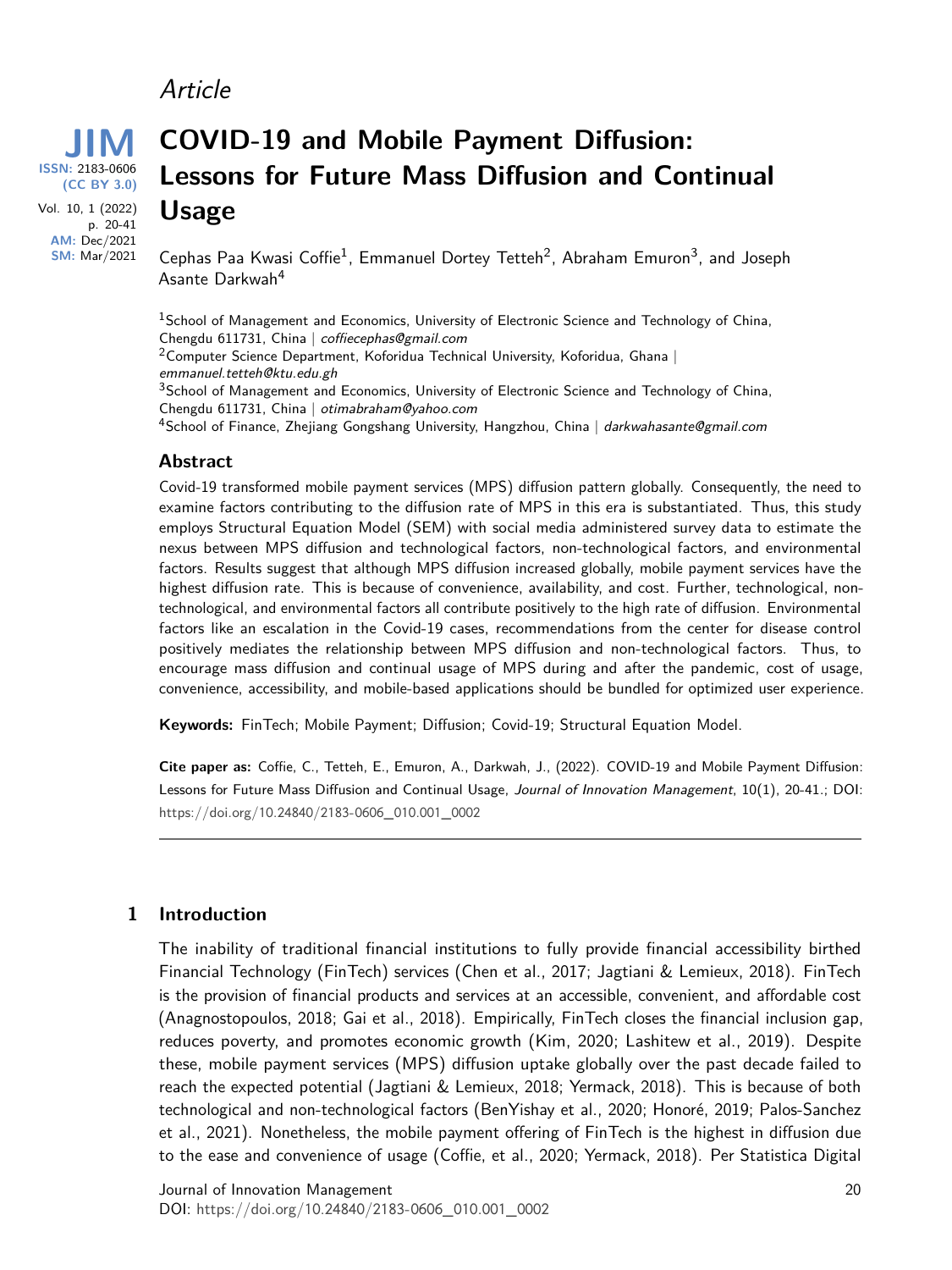Article

# COVID-19 and Mobile Payment Diffusion: Lessons for Future Mass Diffusion and Continual Usage

JIM
ISSN: 2183-0606
(CC BY 3.0)
AM: Dec/2021
SM: Mar/2021

Cephas Paa Kwasi Coffie[1], Emmanuel Dortey Tetteh[2], Abraham Emuron[3], and Joseph Asante Darkwah[4]

[1]School of Management and Economics, University of Electronic Science and Technology of China, Chengdu 611731, China | *coffiecephas@gmail.com*
[2]Computer Science Department, Koforidua Technical University, Koforidua, Ghana | *emmanuel.tetteh@ktu.edu.gh*
[3]School of Management and Economics, University of Electronic Science and Technology of China, Chengdu 611731, China | *otimabraham@yahoo.com*
[4]School of Finance, Zhejiang Gongshang University, Hangzhou, China | *darkwahasante@gmail.com*

## Abstract

Covid-19 transformed mobile payment services (MPS) diffusion pattern globally. Consequently, the need to examine factors contributing to the diffusion rate of MPS in this era is substantiated. Thus, this study employs Structural Equation Model (SEM) with social media administered survey data to estimate the nexus between MPS diffusion and technological factors, non-technological factors, and environmental factors. Results suggest that although MPS diffusion increased globally, mobile payment services have the highest diffusion rate. This is because of convenience, availability, and cost. Further, technological, non-technological, and environmental factors all contribute positively to the high rate of diffusion. Environmental factors like an escalation in the Covid-19 cases, recommendations from the center for disease control positively mediates the relationship between MPS diffusion and non-technological factors. Thus, to encourage mass diffusion and continual usage of MPS during and after the pandemic, cost of usage, convenience, accessibility, and mobile-based applications should be bundled for optimized user experience.

**Keywords:** FinTech; Mobile Payment; Diffusion; Covid-19; Structural Equation Model.

**Cite paper as:** Coffie, C., Tetteh, E., Emuron, A., Darkwah, J., (2022). COVID-19 and Mobile Payment Diffusion: Lessons for Future Mass Diffusion and Continual Usage, *Journal of Innovation Management*, 10(1), 20-41.; DOI: https://doi.org/10.24840/2183-0606_010.001_0002

## 1 Introduction

The inability of traditional financial institutions to fully provide financial accessibility birthed Financial Technology (FinTech) services (Chen et al., 2017; Jagtiani & Lemieux, 2018). FinTech is the provision of financial products and services at an accessible, convenient, and affordable cost (Anagnostopoulos, 2018; Gai et al., 2018). Empirically, FinTech closes the financial inclusion gap, reduces poverty, and promotes economic growth (Kim, 2020; Lashitew et al., 2019). Despite these, mobile payment services (MPS) diffusion uptake globally over the past decade failed to reach the expected potential (Jagtiani & Lemieux, 2018; Yermack, 2018). This is because of both technological and non-technological factors (BenYishay et al., 2020; Honoré, 2019; Palos-Sanchez et al., 2021). Nonetheless, the mobile payment offering of FinTech is the highest in diffusion due to the ease and convenience of usage (Coffie, et al., 2020; Yermack, 2018). Per Statistica Digital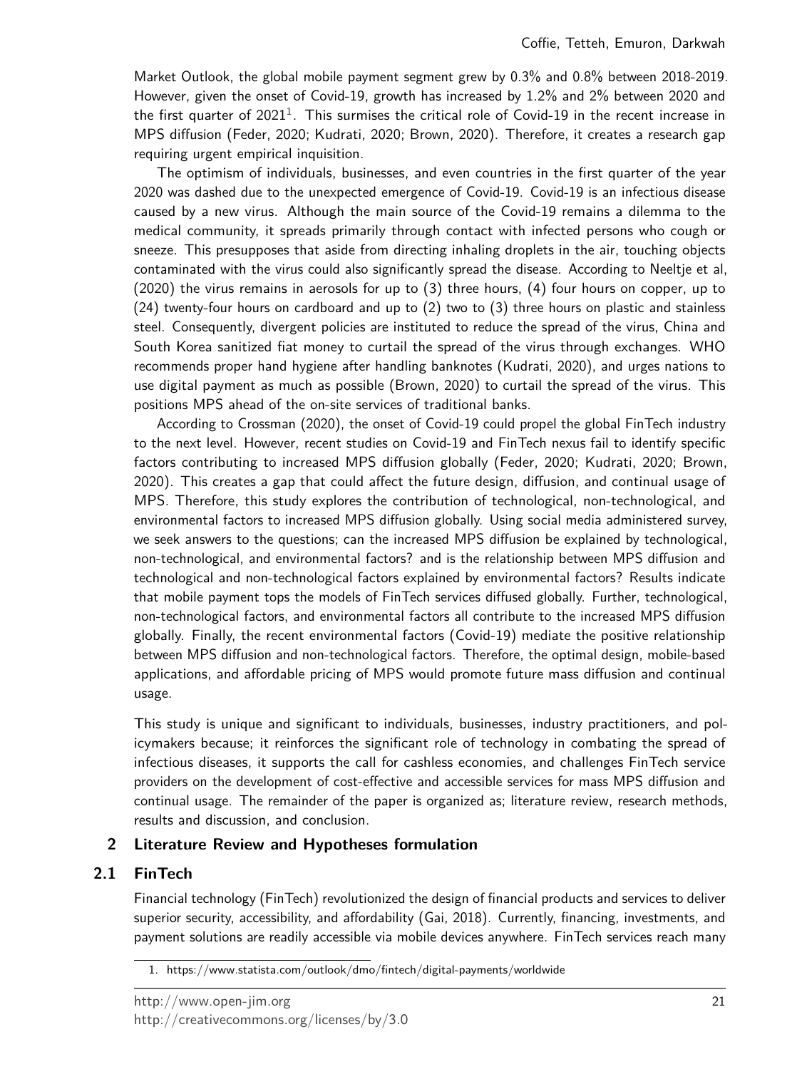Market Outlook, the global mobile payment segment grew by 0.3% and 0.8% between 2018-2019. However, given the onset of Covid-19, growth has increased by 1.2% and 2% between 2020 and the first quarter of 2021[1]. This surmises the critical role of Covid-19 in the recent increase in MPS diffusion (Feder, 2020; Kudrati, 2020; Brown, 2020). Therefore, it creates a research gap requiring urgent empirical inquisition.

The optimism of individuals, businesses, and even countries in the first quarter of the year 2020 was dashed due to the unexpected emergence of Covid-19. Covid-19 is an infectious disease caused by a new virus. Although the main source of the Covid-19 remains a dilemma to the medical community, it spreads primarily through contact with infected persons who cough or sneeze. This presupposes that aside from directing inhaling droplets in the air, touching objects contaminated with the virus could also significantly spread the disease. According to Neeltje et al, (2020) the virus remains in aerosols for up to (3) three hours, (4) four hours on copper, up to (24) twenty-four hours on cardboard and up to (2) two to (3) three hours on plastic and stainless steel. Consequently, divergent policies are instituted to reduce the spread of the virus, China and South Korea sanitized fiat money to curtail the spread of the virus through exchanges. WHO recommends proper hand hygiene after handling banknotes (Kudrati, 2020), and urges nations to use digital payment as much as possible (Brown, 2020) to curtail the spread of the virus. This positions MPS ahead of the on-site services of traditional banks.

According to Crossman (2020), the onset of Covid-19 could propel the global FinTech industry to the next level. However, recent studies on Covid-19 and FinTech nexus fail to identify specific factors contributing to increased MPS diffusion globally (Feder, 2020; Kudrati, 2020; Brown, 2020). This creates a gap that could affect the future design, diffusion, and continual usage of MPS. Therefore, this study explores the contribution of technological, non-technological, and environmental factors to increased MPS diffusion globally. Using social media administered survey, we seek answers to the questions; can the increased MPS diffusion be explained by technological, non-technological, and environmental factors? and is the relationship between MPS diffusion and technological and non-technological factors explained by environmental factors? Results indicate that mobile payment tops the models of FinTech services diffused globally. Further, technological, non-technological factors, and environmental factors all contribute to the increased MPS diffusion globally. Finally, the recent environmental factors (Covid-19) mediate the positive relationship between MPS diffusion and non-technological factors. Therefore, the optimal design, mobile-based applications, and affordable pricing of MPS would promote future mass diffusion and continual usage.

This study is unique and significant to individuals, businesses, industry practitioners, and policymakers because; it reinforces the significant role of technology in combating the spread of infectious diseases, it supports the call for cashless economies, and challenges FinTech service providers on the development of cost-effective and accessible services for mass MPS diffusion and continual usage. The remainder of the paper is organized as; literature review, research methods, results and discussion, and conclusion.

## 2 Literature Review and Hypotheses formulation

### 2.1 FinTech

Financial technology (FinTech) revolutionized the design of financial products and services to deliver superior security, accessibility, and affordability (Gai, 2018). Currently, financing, investments, and payment solutions are readily accessible via mobile devices anywhere. FinTech services reach many

1. https://www.statista.com/outlook/dmo/fintech/digital-payments/worldwide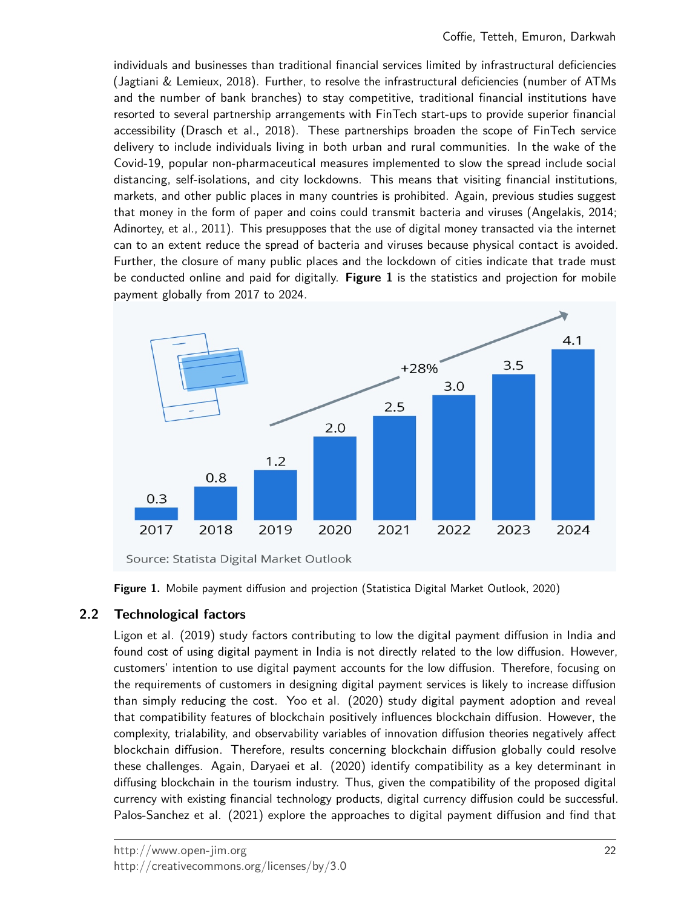individuals and businesses than traditional financial services limited by infrastructural deficiencies (Jagtiani & Lemieux, 2018). Further, to resolve the infrastructural deficiencies (number of ATMs and the number of bank branches) to stay competitive, traditional financial institutions have resorted to several partnership arrangements with FinTech start-ups to provide superior financial accessibility (Drasch et al., 2018). These partnerships broaden the scope of FinTech service delivery to include individuals living in both urban and rural communities. In the wake of the Covid-19, popular non-pharmaceutical measures implemented to slow the spread include social distancing, self-isolations, and city lockdowns. This means that visiting financial institutions, markets, and other public places in many countries is prohibited. Again, previous studies suggest that money in the form of paper and coins could transmit bacteria and viruses (Angelakis, 2014; Adinortey, et al., 2011). This presupposes that the use of digital money transacted via the internet can to an extent reduce the spread of bacteria and viruses because physical contact is avoided. Further, the closure of many public places and the lockdown of cities indicate that trade must be conducted online and paid for digitally. **Figure 1** is the statistics and projection for mobile payment globally from 2017 to 2024.

**Figure 1.** Mobile payment diffusion and projection (Statistica Digital Market Outlook, 2020)

## 2.2 Technological factors

Ligon et al. (2019) study factors contributing to low the digital payment diffusion in India and found cost of using digital payment in India is not directly related to the low diffusion. However, customers' intention to use digital payment accounts for the low diffusion. Therefore, focusing on the requirements of customers in designing digital payment services is likely to increase diffusion than simply reducing the cost. Yoo et al. (2020) study digital payment adoption and reveal that compatibility features of blockchain positively influences blockchain diffusion. However, the complexity, trialability, and observability variables of innovation diffusion theories negatively affect blockchain diffusion. Therefore, results concerning blockchain diffusion globally could resolve these challenges. Again, Daryaei et al. (2020) identify compatibility as a key determinant in diffusing blockchain in the tourism industry. Thus, given the compatibility of the proposed digital currency with existing financial technology products, digital currency diffusion could be successful. Palos-Sanchez et al. (2021) explore the approaches to digital payment diffusion and find that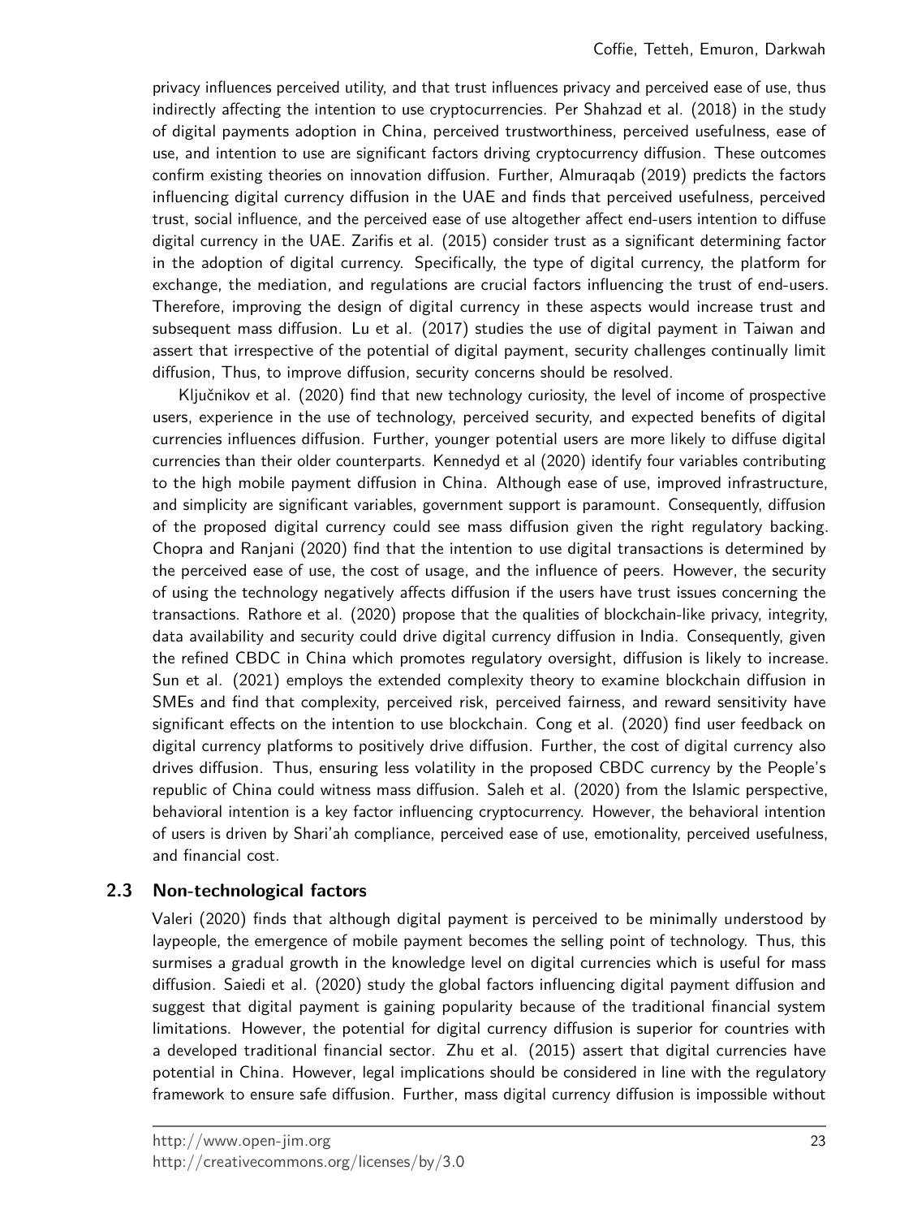privacy influences perceived utility, and that trust influences privacy and perceived ease of use, thus indirectly affecting the intention to use cryptocurrencies. Per Shahzad et al. (2018) in the study of digital payments adoption in China, perceived trustworthiness, perceived usefulness, ease of use, and intention to use are significant factors driving cryptocurrency diffusion. These outcomes confirm existing theories on innovation diffusion. Further, Almuraqab (2019) predicts the factors influencing digital currency diffusion in the UAE and finds that perceived usefulness, perceived trust, social influence, and the perceived ease of use altogether affect end-users intention to diffuse digital currency in the UAE. Zarifis et al. (2015) consider trust as a significant determining factor in the adoption of digital currency. Specifically, the type of digital currency, the platform for exchange, the mediation, and regulations are crucial factors influencing the trust of end-users. Therefore, improving the design of digital currency in these aspects would increase trust and subsequent mass diffusion. Lu et al. (2017) studies the use of digital payment in Taiwan and assert that irrespective of the potential of digital payment, security challenges continually limit diffusion, Thus, to improve diffusion, security concerns should be resolved.

Ključnikov et al. (2020) find that new technology curiosity, the level of income of prospective users, experience in the use of technology, perceived security, and expected benefits of digital currencies influences diffusion. Further, younger potential users are more likely to diffuse digital currencies than their older counterparts. Kennedyd et al (2020) identify four variables contributing to the high mobile payment diffusion in China. Although ease of use, improved infrastructure, and simplicity are significant variables, government support is paramount. Consequently, diffusion of the proposed digital currency could see mass diffusion given the right regulatory backing. Chopra and Ranjani (2020) find that the intention to use digital transactions is determined by the perceived ease of use, the cost of usage, and the influence of peers. However, the security of using the technology negatively affects diffusion if the users have trust issues concerning the transactions. Rathore et al. (2020) propose that the qualities of blockchain-like privacy, integrity, data availability and security could drive digital currency diffusion in India. Consequently, given the refined CBDC in China which promotes regulatory oversight, diffusion is likely to increase. Sun et al. (2021) employs the extended complexity theory to examine blockchain diffusion in SMEs and find that complexity, perceived risk, perceived fairness, and reward sensitivity have significant effects on the intention to use blockchain. Cong et al. (2020) find user feedback on digital currency platforms to positively drive diffusion. Further, the cost of digital currency also drives diffusion. Thus, ensuring less volatility in the proposed CBDC currency by the People's republic of China could witness mass diffusion. Saleh et al. (2020) from the Islamic perspective, behavioral intention is a key factor influencing cryptocurrency. However, the behavioral intention of users is driven by Shari'ah compliance, perceived ease of use, emotionality, perceived usefulness, and financial cost.

## 2.3 Non-technological factors

Valeri (2020) finds that although digital payment is perceived to be minimally understood by laypeople, the emergence of mobile payment becomes the selling point of technology. Thus, this surmises a gradual growth in the knowledge level on digital currencies which is useful for mass diffusion. Saiedi et al. (2020) study the global factors influencing digital payment diffusion and suggest that digital payment is gaining popularity because of the traditional financial system limitations. However, the potential for digital currency diffusion is superior for countries with a developed traditional financial sector. Zhu et al. (2015) assert that digital currencies have potential in China. However, legal implications should be considered in line with the regulatory framework to ensure safe diffusion. Further, mass digital currency diffusion is impossible without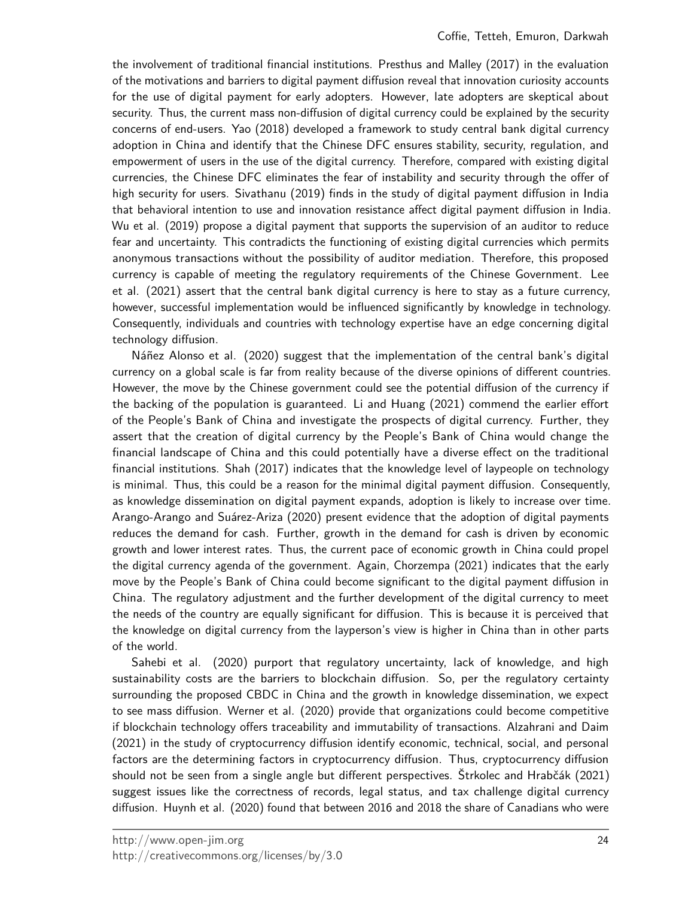the involvement of traditional financial institutions. Presthus and Malley (2017) in the evaluation of the motivations and barriers to digital payment diffusion reveal that innovation curiosity accounts for the use of digital payment for early adopters. However, late adopters are skeptical about security. Thus, the current mass non-diffusion of digital currency could be explained by the security concerns of end-users. Yao (2018) developed a framework to study central bank digital currency adoption in China and identify that the Chinese DFC ensures stability, security, regulation, and empowerment of users in the use of the digital currency. Therefore, compared with existing digital currencies, the Chinese DFC eliminates the fear of instability and security through the offer of high security for users. Sivathanu (2019) finds in the study of digital payment diffusion in India that behavioral intention to use and innovation resistance affect digital payment diffusion in India. Wu et al. (2019) propose a digital payment that supports the supervision of an auditor to reduce fear and uncertainty. This contradicts the functioning of existing digital currencies which permits anonymous transactions without the possibility of auditor mediation. Therefore, this proposed currency is capable of meeting the regulatory requirements of the Chinese Government. Lee et al. (2021) assert that the central bank digital currency is here to stay as a future currency, however, successful implementation would be influenced significantly by knowledge in technology. Consequently, individuals and countries with technology expertise have an edge concerning digital technology diffusion.

Nááñez Alonso et al. (2020) suggest that the implementation of the central bank's digital currency on a global scale is far from reality because of the diverse opinions of different countries. However, the move by the Chinese government could see the potential diffusion of the currency if the backing of the population is guaranteed. Li and Huang (2021) commend the earlier effort of the People's Bank of China and investigate the prospects of digital currency. Further, they assert that the creation of digital currency by the People's Bank of China would change the financial landscape of China and this could potentially have a diverse effect on the traditional financial institutions. Shah (2017) indicates that the knowledge level of laypeople on technology is minimal. Thus, this could be a reason for the minimal digital payment diffusion. Consequently, as knowledge dissemination on digital payment expands, adoption is likely to increase over time. Arango-Arango and Suárez-Ariza (2020) present evidence that the adoption of digital payments reduces the demand for cash. Further, growth in the demand for cash is driven by economic growth and lower interest rates. Thus, the current pace of economic growth in China could propel the digital currency agenda of the government. Again, Chorzempa (2021) indicates that the early move by the People's Bank of China could become significant to the digital payment diffusion in China. The regulatory adjustment and the further development of the digital currency to meet the needs of the country are equally significant for diffusion. This is because it is perceived that the knowledge on digital currency from the layperson's view is higher in China than in other parts of the world.

Sahebi et al. (2020) purport that regulatory uncertainty, lack of knowledge, and high sustainability costs are the barriers to blockchain diffusion. So, per the regulatory certainty surrounding the proposed CBDC in China and the growth in knowledge dissemination, we expect to see mass diffusion. Werner et al. (2020) provide that organizations could become competitive if blockchain technology offers traceability and immutability of transactions. Alzahrani and Daim (2021) in the study of cryptocurrency diffusion identify economic, technical, social, and personal factors are the determining factors in cryptocurrency diffusion. Thus, cryptocurrency diffusion should not be seen from a single angle but different perspectives. Štrkolec and Hrabčák (2021) suggest issues like the correctness of records, legal status, and tax challenge digital currency diffusion. Huynh et al. (2020) found that between 2016 and 2018 the share of Canadians who were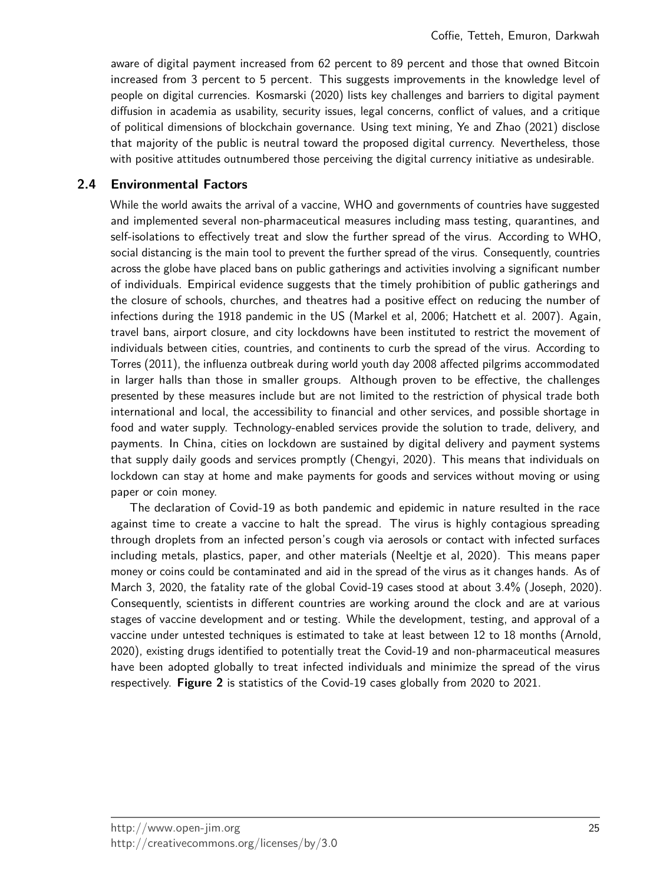aware of digital payment increased from 62 percent to 89 percent and those that owned Bitcoin increased from 3 percent to 5 percent. This suggests improvements in the knowledge level of people on digital currencies. Kosmarski (2020) lists key challenges and barriers to digital payment diffusion in academia as usability, security issues, legal concerns, conflict of values, and a critique of political dimensions of blockchain governance. Using text mining, Ye and Zhao (2021) disclose that majority of the public is neutral toward the proposed digital currency. Nevertheless, those with positive attitudes outnumbered those perceiving the digital currency initiative as undesirable.

## 2.4 Environmental Factors

While the world awaits the arrival of a vaccine, WHO and governments of countries have suggested and implemented several non-pharmaceutical measures including mass testing, quarantines, and self-isolations to effectively treat and slow the further spread of the virus. According to WHO, social distancing is the main tool to prevent the further spread of the virus. Consequently, countries across the globe have placed bans on public gatherings and activities involving a significant number of individuals. Empirical evidence suggests that the timely prohibition of public gatherings and the closure of schools, churches, and theatres had a positive effect on reducing the number of infections during the 1918 pandemic in the US (Markel et al, 2006; Hatchett et al. 2007). Again, travel bans, airport closure, and city lockdowns have been instituted to restrict the movement of individuals between cities, countries, and continents to curb the spread of the virus. According to Torres (2011), the influenza outbreak during world youth day 2008 affected pilgrims accommodated in larger halls than those in smaller groups. Although proven to be effective, the challenges presented by these measures include but are not limited to the restriction of physical trade both international and local, the accessibility to financial and other services, and possible shortage in food and water supply. Technology-enabled services provide the solution to trade, delivery, and payments. In China, cities on lockdown are sustained by digital delivery and payment systems that supply daily goods and services promptly (Chengyi, 2020). This means that individuals on lockdown can stay at home and make payments for goods and services without moving or using paper or coin money.

The declaration of Covid-19 as both pandemic and epidemic in nature resulted in the race against time to create a vaccine to halt the spread. The virus is highly contagious spreading through droplets from an infected person's cough via aerosols or contact with infected surfaces including metals, plastics, paper, and other materials (Neeltje et al, 2020). This means paper money or coins could be contaminated and aid in the spread of the virus as it changes hands. As of March 3, 2020, the fatality rate of the global Covid-19 cases stood at about 3.4% (Joseph, 2020). Consequently, scientists in different countries are working around the clock and are at various stages of vaccine development and or testing. While the development, testing, and approval of a vaccine under untested techniques is estimated to take at least between 12 to 18 months (Arnold, 2020), existing drugs identified to potentially treat the Covid-19 and non-pharmaceutical measures have been adopted globally to treat infected individuals and minimize the spread of the virus respectively. **Figure 2** is statistics of the Covid-19 cases globally from 2020 to 2021.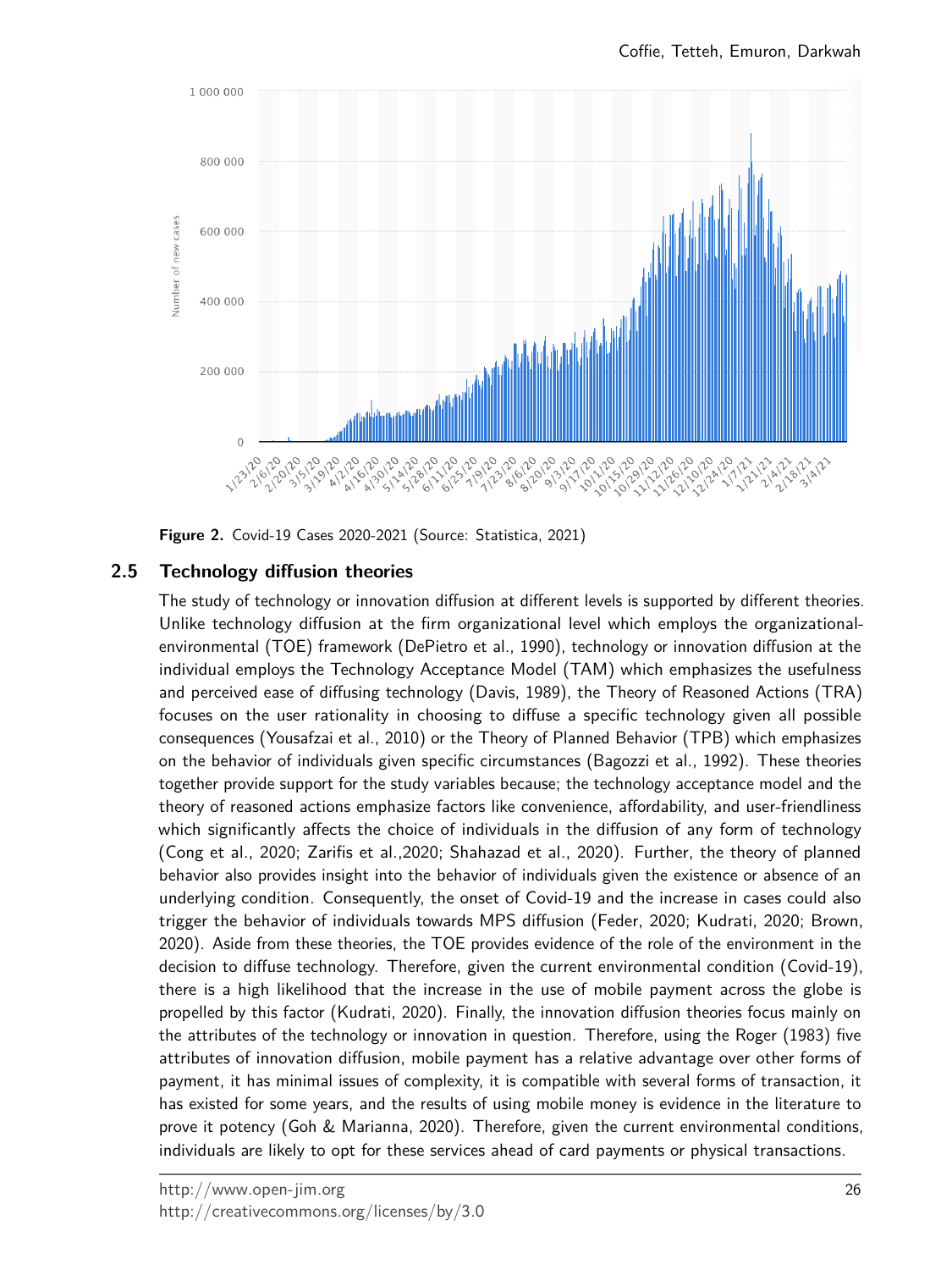Figure 2. Covid-19 Cases 2020-2021 (Source: Statistica, 2021)

## 2.5 Technology diffusion theories

The study of technology or innovation diffusion at different levels is supported by different theories. Unlike technology diffusion at the firm organizational level which employs the organizational-environmental (TOE) framework (DePietro et al., 1990), technology or innovation diffusion at the individual employs the Technology Acceptance Model (TAM) which emphasizes the usefulness and perceived ease of diffusing technology (Davis, 1989), the Theory of Reasoned Actions (TRA) focuses on the user rationality in choosing to diffuse a specific technology given all possible consequences (Yousafzai et al., 2010) or the Theory of Planned Behavior (TPB) which emphasizes on the behavior of individuals given specific circumstances (Bagozzi et al., 1992). These theories together provide support for the study variables because; the technology acceptance model and the theory of reasoned actions emphasize factors like convenience, affordability, and user-friendliness which significantly affects the choice of individuals in the diffusion of any form of technology (Cong et al., 2020; Zarifis et al.,2020; Shahazad et al., 2020). Further, the theory of planned behavior also provides insight into the behavior of individuals given the existence or absence of an underlying condition. Consequently, the onset of Covid-19 and the increase in cases could also trigger the behavior of individuals towards MPS diffusion (Feder, 2020; Kudrati, 2020; Brown, 2020). Aside from these theories, the TOE provides evidence of the role of the environment in the decision to diffuse technology. Therefore, given the current environmental condition (Covid-19), there is a high likelihood that the increase in the use of mobile payment across the globe is propelled by this factor (Kudrati, 2020). Finally, the innovation diffusion theories focus mainly on the attributes of the technology or innovation in question. Therefore, using the Roger (1983) five attributes of innovation diffusion, mobile payment has a relative advantage over other forms of payment, it has minimal issues of complexity, it is compatible with several forms of transaction, it has existed for some years, and the results of using mobile money is evidence in the literature to prove it potency (Goh & Marianna, 2020). Therefore, given the current environmental conditions, individuals are likely to opt for these services ahead of card payments or physical transactions.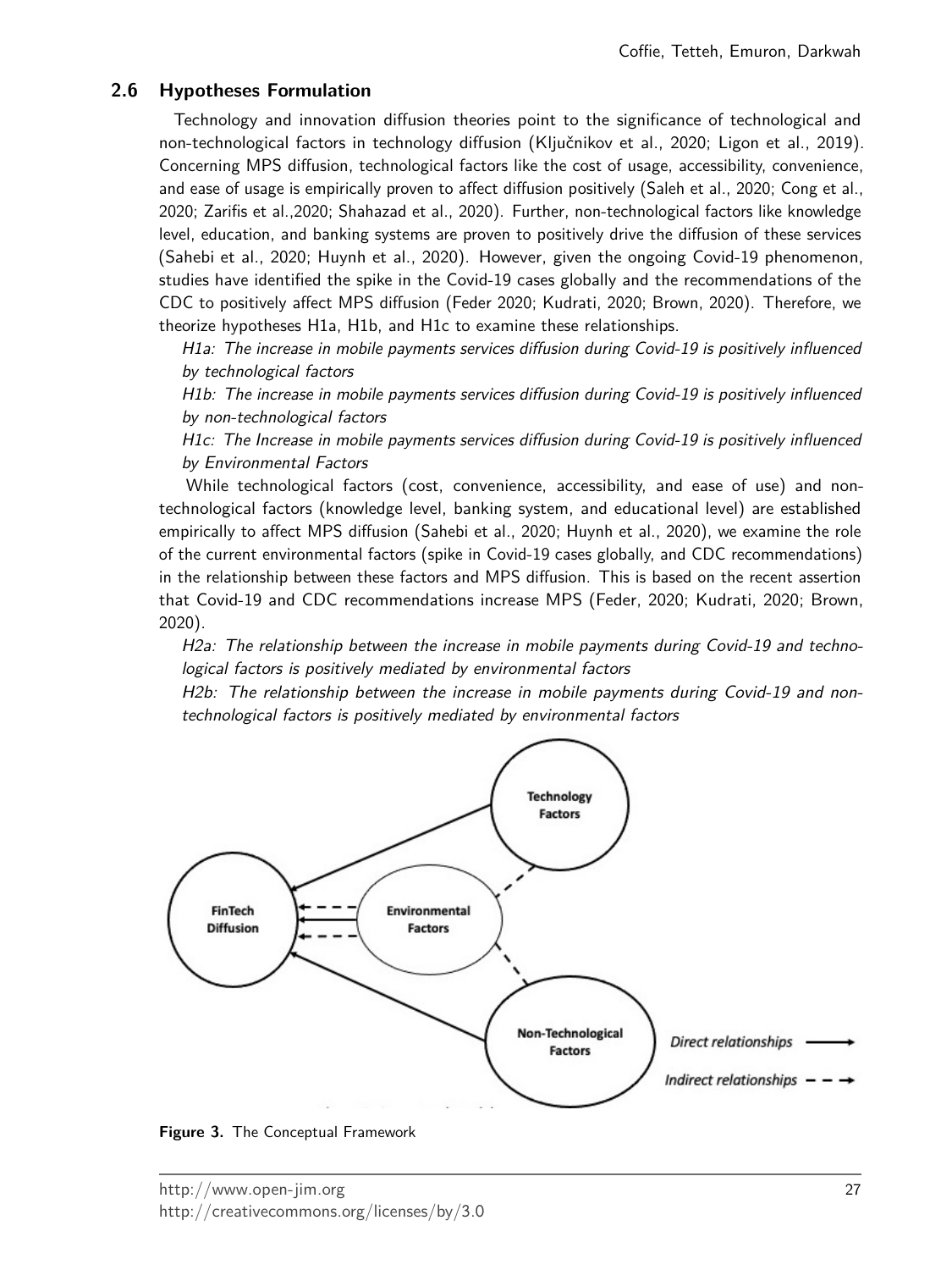## 2.6 Hypotheses Formulation

Technology and innovation diffusion theories point to the significance of technological and non-technological factors in technology diffusion (Ključnikov et al., 2020; Ligon et al., 2019). Concerning MPS diffusion, technological factors like the cost of usage, accessibility, convenience, and ease of usage is empirically proven to affect diffusion positively (Saleh et al., 2020; Cong et al., 2020; Zarifis et al.,2020; Shahazad et al., 2020). Further, non-technological factors like knowledge level, education, and banking systems are proven to positively drive the diffusion of these services (Sahebi et al., 2020; Huynh et al., 2020). However, given the ongoing Covid-19 phenomenon, studies have identified the spike in the Covid-19 cases globally and the recommendations of the CDC to positively affect MPS diffusion (Feder 2020; Kudrati, 2020; Brown, 2020). Therefore, we theorize hypotheses H1a, H1b, and H1c to examine these relationships.

*H1a: The increase in mobile payments services diffusion during Covid-19 is positively influenced by technological factors*

*H1b: The increase in mobile payments services diffusion during Covid-19 is positively influenced by non-technological factors*

*H1c: The Increase in mobile payments services diffusion during Covid-19 is positively influenced by Environmental Factors*

While technological factors (cost, convenience, accessibility, and ease of use) and non-technological factors (knowledge level, banking system, and educational level) are established empirically to affect MPS diffusion (Sahebi et al., 2020; Huynh et al., 2020), we examine the role of the current environmental factors (spike in Covid-19 cases globally, and CDC recommendations) in the relationship between these factors and MPS diffusion. This is based on the recent assertion that Covid-19 and CDC recommendations increase MPS (Feder, 2020; Kudrati, 2020; Brown, 2020).

*H2a: The relationship between the increase in mobile payments during Covid-19 and technological factors is positively mediated by environmental factors*

*H2b: The relationship between the increase in mobile payments during Covid-19 and non-technological factors is positively mediated by environmental factors*

**Figure 3.** The Conceptual Framework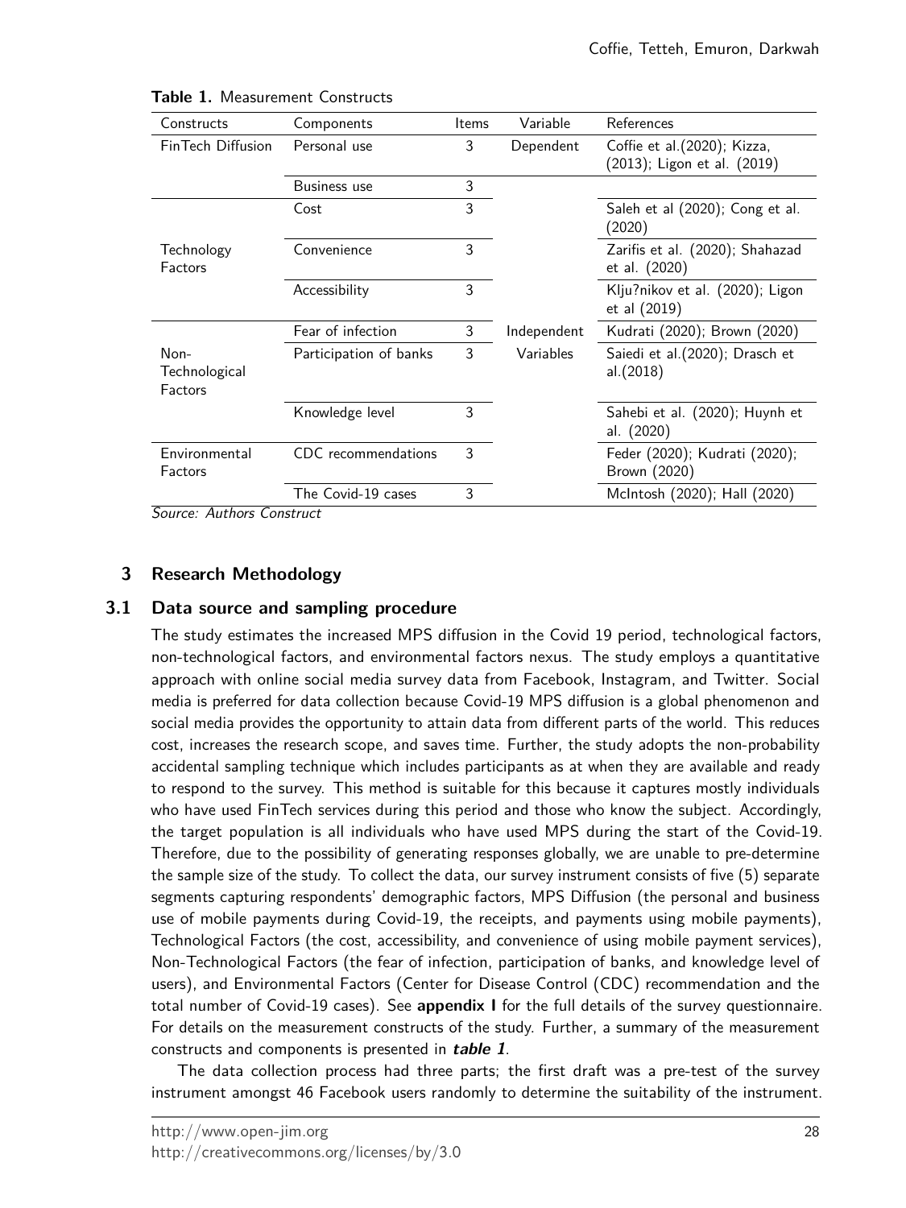**Table 1.** Measurement Constructs

| Constructs | Components | Items | Variable | References |
|---|---|---|---|---|
| FinTech Diffusion | Personal use | 3 | Dependent | Coffie et al.(2020); Kizza, (2013); Ligon et al. (2019) |
| | Business use | 3 | | |
| Technology Factors | Cost | 3 | | Saleh et al (2020); Cong et al. (2020) |
| | Convenience | 3 | | Zarifis et al. (2020); Shahazad et al. (2020) |
| | Accessibility | 3 | | Klju?nikov et al. (2020); Ligon et al (2019) |
| Non-Technological Factors | Fear of infection | 3 | Independent Variables | Kudrati (2020); Brown (2020) |
| | Participation of banks | 3 | | Saiedi et al.(2020); Drasch et al.(2018) |
| | Knowledge level | 3 | | Sahebi et al. (2020); Huynh et al. (2020) |
| Environmental Factors | CDC recommendations | 3 | | Feder (2020); Kudrati (2020); Brown (2020) |
| | The Covid-19 cases | 3 | | McIntosh (2020); Hall (2020) |

*Source: Authors Construct*

## 3 Research Methodology

### 3.1 Data source and sampling procedure

The study estimates the increased MPS diffusion in the Covid 19 period, technological factors, non-technological factors, and environmental factors nexus. The study employs a quantitative approach with online social media survey data from Facebook, Instagram, and Twitter. Social media is preferred for data collection because Covid-19 MPS diffusion is a global phenomenon and social media provides the opportunity to attain data from different parts of the world. This reduces cost, increases the research scope, and saves time. Further, the study adopts the non-probability accidental sampling technique which includes participants as at when they are available and ready to respond to the survey. This method is suitable for this because it captures mostly individuals who have used FinTech services during this period and those who know the subject. Accordingly, the target population is all individuals who have used MPS during the start of the Covid-19. Therefore, due to the possibility of generating responses globally, we are unable to pre-determine the sample size of the study. To collect the data, our survey instrument consists of five (5) separate segments capturing respondents' demographic factors, MPS Diffusion (the personal and business use of mobile payments during Covid-19, the receipts, and payments using mobile payments), Technological Factors (the cost, accessibility, and convenience of using mobile payment services), Non-Technological Factors (the fear of infection, participation of banks, and knowledge level of users), and Environmental Factors (Center for Disease Control (CDC) recommendation and the total number of Covid-19 cases). See **appendix I** for the full details of the survey questionnaire. For details on the measurement constructs of the study. Further, a summary of the measurement constructs and components is presented in ***table 1***.

The data collection process had three parts; the first draft was a pre-test of the survey instrument amongst 46 Facebook users randomly to determine the suitability of the instrument.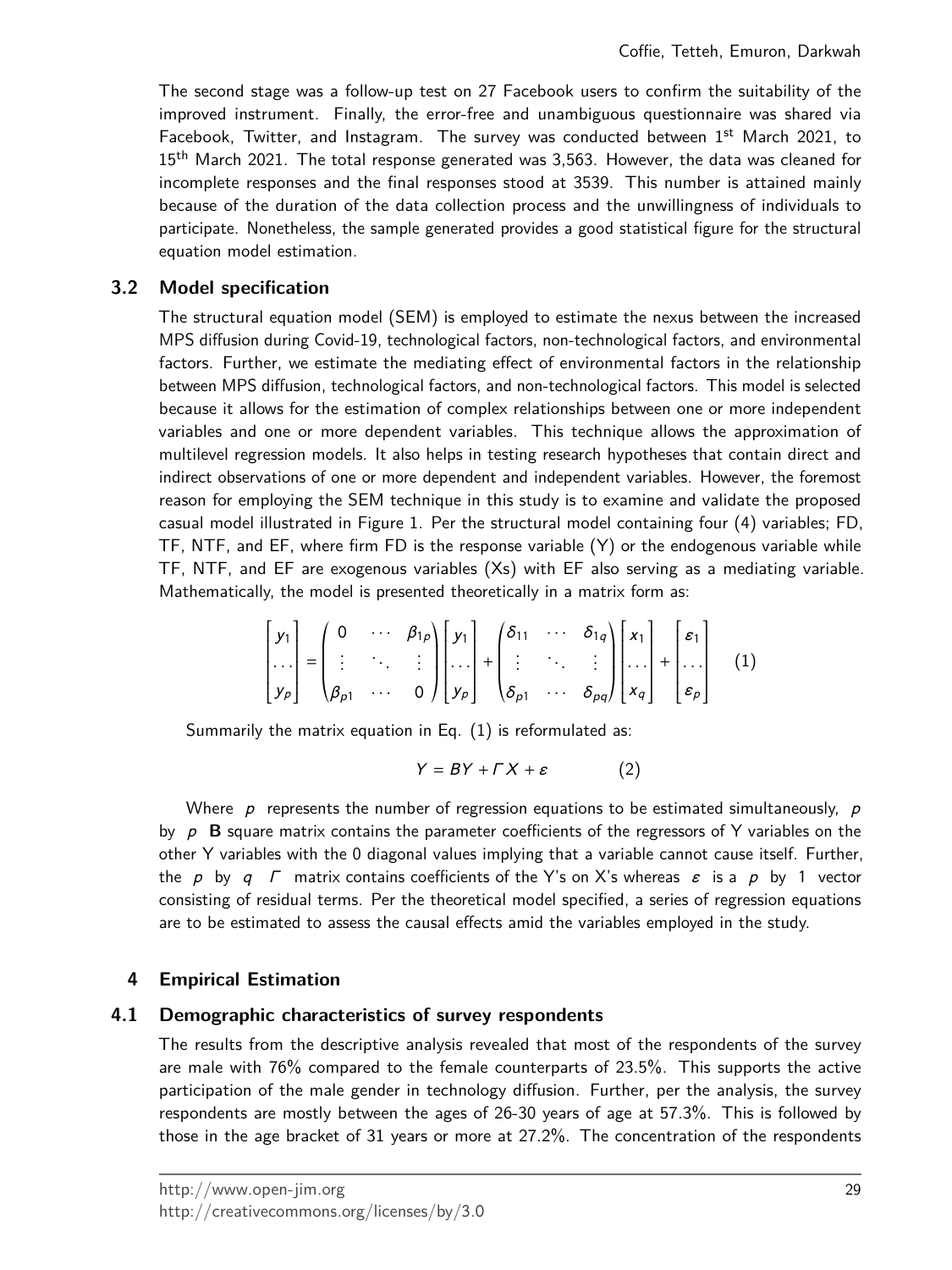The second stage was a follow-up test on 27 Facebook users to confirm the suitability of the improved instrument. Finally, the error-free and unambiguous questionnaire was shared via Facebook, Twitter, and Instagram. The survey was conducted between 1st March 2021, to 15th March 2021. The total response generated was 3,563. However, the data was cleaned for incomplete responses and the final responses stood at 3539. This number is attained mainly because of the duration of the data collection process and the unwillingness of individuals to participate. Nonetheless, the sample generated provides a good statistical figure for the structural equation model estimation.

## 3.2 Model specification

The structural equation model (SEM) is employed to estimate the nexus between the increased MPS diffusion during Covid-19, technological factors, non-technological factors, and environmental factors. Further, we estimate the mediating effect of environmental factors in the relationship between MPS diffusion, technological factors, and non-technological factors. This model is selected because it allows for the estimation of complex relationships between one or more independent variables and one or more dependent variables. This technique allows the approximation of multilevel regression models. It also helps in testing research hypotheses that contain direct and indirect observations of one or more dependent and independent variables. However, the foremost reason for employing the SEM technique in this study is to examine and validate the proposed casual model illustrated in Figure 1. Per the structural model containing four (4) variables; FD, TF, NTF, and EF, where firm FD is the response variable (Y) or the endogenous variable while TF, NTF, and EF are exogenous variables (Xs) with EF also serving as a mediating variable. Mathematically, the model is presented theoretically in a matrix form as:

$$
\begin{bmatrix} y_1 \\ \dots \\ y_p \end{bmatrix} = \begin{pmatrix} 0 & \cdots & \beta_{1p} \\ \vdots & \ddots & \vdots \\ \beta_{p1} & \cdots & 0 \end{pmatrix} \begin{bmatrix} y_1 \\ \dots \\ y_p \end{bmatrix} + \begin{pmatrix} \delta_{11} & \cdots & \delta_{1q} \\ \vdots & \ddots & \vdots \\ \delta_{p1} & \cdots & \delta_{pq} \end{pmatrix} \begin{bmatrix} x_1 \\ \dots \\ x_q \end{bmatrix} + \begin{bmatrix} \varepsilon_1 \\ \dots \\ \varepsilon_p \end{bmatrix} \quad (1)
$$

Summarily the matrix equation in Eq. (1) is reformulated as:

$$
Y = BY + \Gamma X + \varepsilon \quad (2)
$$

Where $p$ represents the number of regression equations to be estimated simultaneously, $p$ by $p$ **B** square matrix contains the parameter coefficients of the regressors of Y variables on the other Y variables with the 0 diagonal values implying that a variable cannot cause itself. Further, the $p$ by $q$ $\Gamma$ matrix contains coefficients of the Y's on X's whereas $\varepsilon$ is a $p$ by 1 vector consisting of residual terms. Per the theoretical model specified, a series of regression equations are to be estimated to assess the causal effects amid the variables employed in the study.

# 4 Empirical Estimation

## 4.1 Demographic characteristics of survey respondents

The results from the descriptive analysis revealed that most of the respondents of the survey are male with 76% compared to the female counterparts of 23.5%. This supports the active participation of the male gender in technology diffusion. Further, per the analysis, the survey respondents are mostly between the ages of 26-30 years of age at 57.3%. This is followed by those in the age bracket of 31 years or more at 27.2%. The concentration of the respondents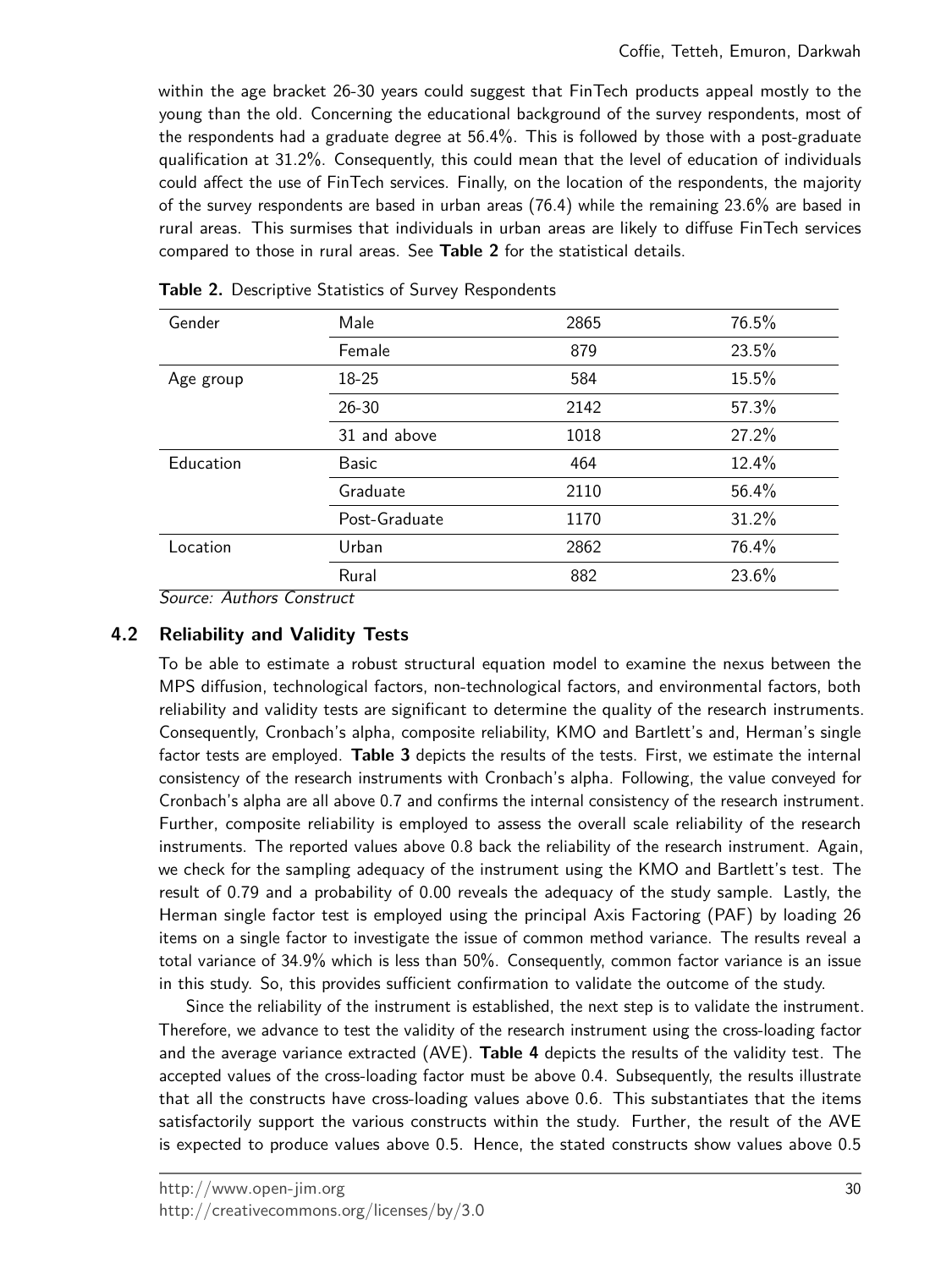within the age bracket 26-30 years could suggest that FinTech products appeal mostly to the young than the old. Concerning the educational background of the survey respondents, most of the respondents had a graduate degree at 56.4%. This is followed by those with a post-graduate qualification at 31.2%. Consequently, this could mean that the level of education of individuals could affect the use of FinTech services. Finally, on the location of the respondents, the majority of the survey respondents are based in urban areas (76.4) while the remaining 23.6% are based in rural areas. This surmises that individuals in urban areas are likely to diffuse FinTech services compared to those in rural areas. See **Table 2** for the statistical details.

**Table 2.** Descriptive Statistics of Survey Respondents

| | | | |
|---|---|---|---|
| Gender | Male | 2865 | 76.5% |
| | Female | 879 | 23.5% |
| Age group | 18-25 | 584 | 15.5% |
| | 26-30 | 2142 | 57.3% |
| | 31 and above | 1018 | 27.2% |
| Education | Basic | 464 | 12.4% |
| | Graduate | 2110 | 56.4% |
| | Post-Graduate | 1170 | 31.2% |
| Location | Urban | 2862 | 76.4% |
| | Rural | 882 | 23.6% |

*Source: Authors Construct*

### 4.2 Reliability and Validity Tests

To be able to estimate a robust structural equation model to examine the nexus between the MPS diffusion, technological factors, non-technological factors, and environmental factors, both reliability and validity tests are significant to determine the quality of the research instruments. Consequently, Cronbach's alpha, composite reliability, KMO and Bartlett's and, Herman's single factor tests are employed. **Table 3** depicts the results of the tests. First, we estimate the internal consistency of the research instruments with Cronbach's alpha. Following, the value conveyed for Cronbach's alpha are all above 0.7 and confirms the internal consistency of the research instrument. Further, composite reliability is employed to assess the overall scale reliability of the research instruments. The reported values above 0.8 back the reliability of the research instrument. Again, we check for the sampling adequacy of the instrument using the KMO and Bartlett's test. The result of 0.79 and a probability of 0.00 reveals the adequacy of the study sample. Lastly, the Herman single factor test is employed using the principal Axis Factoring (PAF) by loading 26 items on a single factor to investigate the issue of common method variance. The results reveal a total variance of 34.9% which is less than 50%. Consequently, common factor variance is an issue in this study. So, this provides sufficient confirmation to validate the outcome of the study.

Since the reliability of the instrument is established, the next step is to validate the instrument. Therefore, we advance to test the validity of the research instrument using the cross-loading factor and the average variance extracted (AVE). **Table 4** depicts the results of the validity test. The accepted values of the cross-loading factor must be above 0.4. Subsequently, the results illustrate that all the constructs have cross-loading values above 0.6. This substantiates that the items satisfactorily support the various constructs within the study. Further, the result of the AVE is expected to produce values above 0.5. Hence, the stated constructs show values above 0.5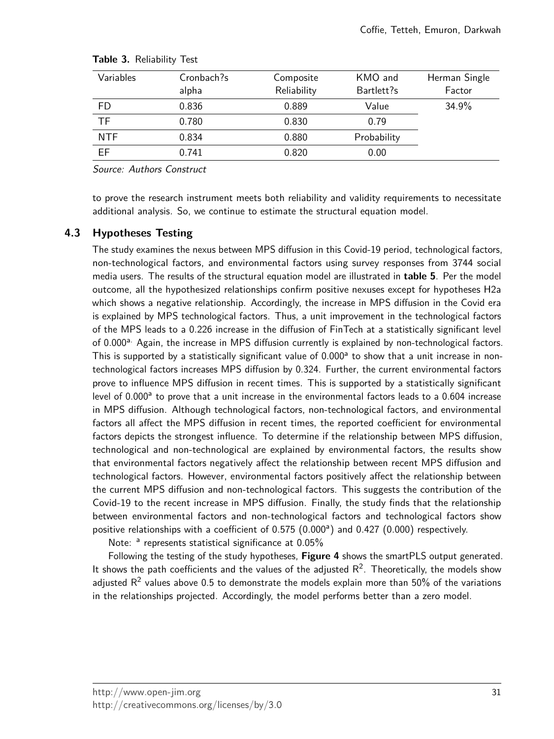**Table 3.** Reliability Test

| Variables | Cronbach?s alpha | Composite Reliability | KMO and Bartlett?s | Herman Single Factor |
|---|---|---|---|---|
| FD | 0.836 | 0.889 | Value | 34.9% |
| TF | 0.780 | 0.830 | 0.79 | |
| NTF | 0.834 | 0.880 | Probability | |
| EF | 0.741 | 0.820 | 0.00 | |

*Source: Authors Construct*

to prove the research instrument meets both reliability and validity requirements to necessitate additional analysis. So, we continue to estimate the structural equation model.

### 4.3 Hypotheses Testing

The study examines the nexus between MPS diffusion in this Covid-19 period, technological factors, non-technological factors, and environmental factors using survey responses from 3744 social media users. The results of the structural equation model are illustrated in **table 5**. Per the model outcome, all the hypothesized relationships confirm positive nexuses except for hypotheses H2a which shows a negative relationship. Accordingly, the increase in MPS diffusion in the Covid era is explained by MPS technological factors. Thus, a unit improvement in the technological factors of the MPS leads to a 0.226 increase in the diffusion of FinTech at a statistically significant level of 0.000[a.] Again, the increase in MPS diffusion currently is explained by non-technological factors. This is supported by a statistically significant value of 0.000[a] to show that a unit increase in non-technological factors increases MPS diffusion by 0.324. Further, the current environmental factors prove to influence MPS diffusion in recent times. This is supported by a statistically significant level of 0.000[a] to prove that a unit increase in the environmental factors leads to a 0.604 increase in MPS diffusion. Although technological factors, non-technological factors, and environmental factors all affect the MPS diffusion in recent times, the reported coefficient for environmental factors depicts the strongest influence. To determine if the relationship between MPS diffusion, technological and non-technological are explained by environmental factors, the results show that environmental factors negatively affect the relationship between recent MPS diffusion and technological factors. However, environmental factors positively affect the relationship between the current MPS diffusion and non-technological factors. This suggests the contribution of the Covid-19 to the recent increase in MPS diffusion. Finally, the study finds that the relationship between environmental factors and non-technological factors and technological factors show positive relationships with a coefficient of 0.575 (0.000[a]) and 0.427 (0.000) respectively.

Note: [a] represents statistical significance at 0.05%

Following the testing of the study hypotheses, **Figure 4** shows the smartPLS output generated. It shows the path coefficients and the values of the adjusted $R^2$. Theoretically, the models show adjusted $R^2$ values above 0.5 to demonstrate the models explain more than 50% of the variations in the relationships projected. Accordingly, the model performs better than a zero model.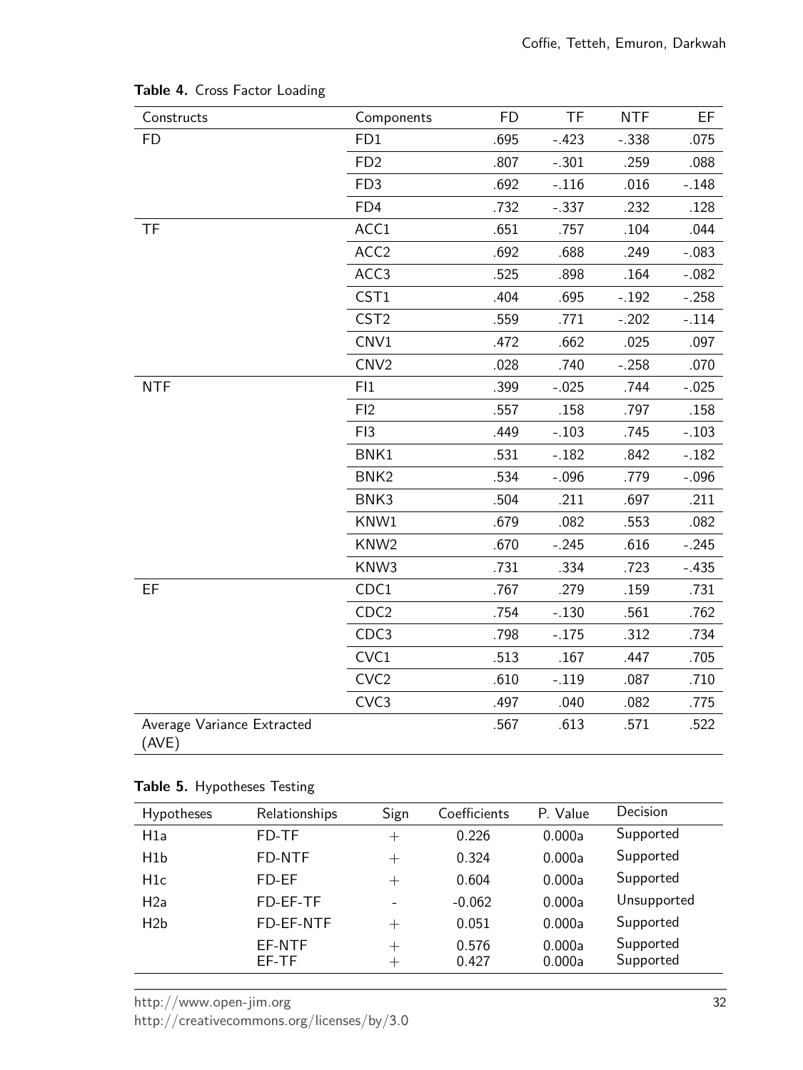**Table 4.** Cross Factor Loading

| Constructs | Components | FD | TF | NTF | EF |
|---|---|---|---|---|---|
| FD | FD1 | .695 | -.423 | -.338 | .075 |
| | FD2 | .807 | -.301 | .259 | .088 |
| | FD3 | .692 | -.116 | .016 | -.148 |
| | FD4 | .732 | -.337 | .232 | .128 |
| TF | ACC1 | .651 | .757 | .104 | .044 |
| | ACC2 | .692 | .688 | .249 | -.083 |
| | ACC3 | .525 | .898 | .164 | -.082 |
| | CST1 | .404 | .695 | -.192 | -.258 |
| | CST2 | .559 | .771 | -.202 | -.114 |
| | CNV1 | .472 | .662 | .025 | .097 |
| | CNV2 | .028 | .740 | -.258 | .070 |
| NTF | FI1 | .399 | -.025 | .744 | -.025 |
| | FI2 | .557 | .158 | .797 | .158 |
| | FI3 | .449 | -.103 | .745 | -.103 |
| | BNK1 | .531 | -.182 | .842 | -.182 |
| | BNK2 | .534 | -.096 | .779 | -.096 |
| | BNK3 | .504 | .211 | .697 | .211 |
| | KNW1 | .679 | .082 | .553 | .082 |
| | KNW2 | .670 | -.245 | .616 | -.245 |
| | KNW3 | .731 | .334 | .723 | -.435 |
| EF | CDC1 | .767 | .279 | .159 | .731 |
| | CDC2 | .754 | -.130 | .561 | .762 |
| | CDC3 | .798 | -.175 | .312 | .734 |
| | CVC1 | .513 | .167 | .447 | .705 |
| | CVC2 | .610 | -.119 | .087 | .710 |
| | CVC3 | .497 | .040 | .082 | .775 |
| Average Variance Extracted (AVE) | | .567 | .613 | .571 | .522 |

**Table 5.** Hypotheses Testing

| Hypotheses | Relationships | Sign | Coefficients | P. Value | Decision |
|---|---|---|---|---|---|
| H1a | FD-TF | + | 0.226 | 0.000a | Supported |
| H1b | FD-NTF | + | 0.324 | 0.000a | Supported |
| H1c | FD-EF | + | 0.604 | 0.000a | Supported |
| H2a | FD-EF-TF | - | -0.062 | 0.000a | Unsupported |
| H2b | FD-EF-NTF | + | 0.051 | 0.000a | Supported |
| | EF-NTF | + | 0.576 | 0.000a | Supported |
| | EF-TF | + | 0.427 | 0.000a | Supported |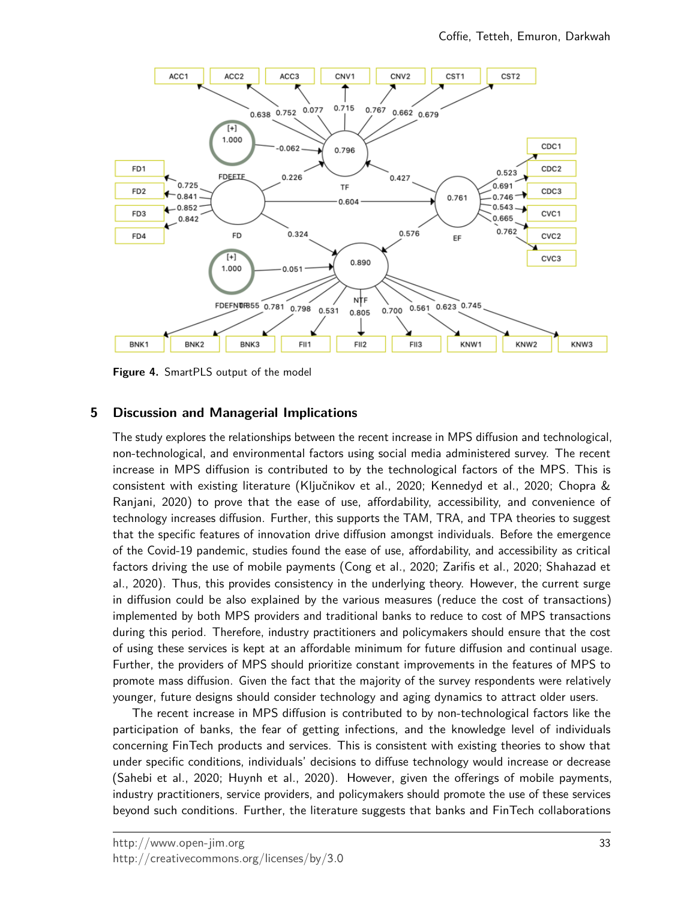Figure 4. SmartPLS output of the model

## 5 Discussion and Managerial Implications

The study explores the relationships between the recent increase in MPS diffusion and technological, non-technological, and environmental factors using social media administered survey. The recent increase in MPS diffusion is contributed to by the technological factors of the MPS. This is consistent with existing literature (Ključnikov et al., 2020; Kennedyd et al., 2020; Chopra & Ranjani, 2020) to prove that the ease of use, affordability, accessibility, and convenience of technology increases diffusion. Further, this supports the TAM, TRA, and TPA theories to suggest that the specific features of innovation drive diffusion amongst individuals. Before the emergence of the Covid-19 pandemic, studies found the ease of use, affordability, and accessibility as critical factors driving the use of mobile payments (Cong et al., 2020; Zarifis et al., 2020; Shahazad et al., 2020). Thus, this provides consistency in the underlying theory. However, the current surge in diffusion could be also explained by the various measures (reduce the cost of transactions) implemented by both MPS providers and traditional banks to reduce to cost of MPS transactions during this period. Therefore, industry practitioners and policymakers should ensure that the cost of using these services is kept at an affordable minimum for future diffusion and continual usage. Further, the providers of MPS should prioritize constant improvements in the features of MPS to promote mass diffusion. Given the fact that the majority of the survey respondents were relatively younger, future designs should consider technology and aging dynamics to attract older users.

The recent increase in MPS diffusion is contributed to by non-technological factors like the participation of banks, the fear of getting infections, and the knowledge level of individuals concerning FinTech products and services. This is consistent with existing theories to show that under specific conditions, individuals' decisions to diffuse technology would increase or decrease (Sahebi et al., 2020; Huynh et al., 2020). However, given the offerings of mobile payments, industry practitioners, service providers, and policymakers should promote the use of these services beyond such conditions. Further, the literature suggests that banks and FinTech collaborations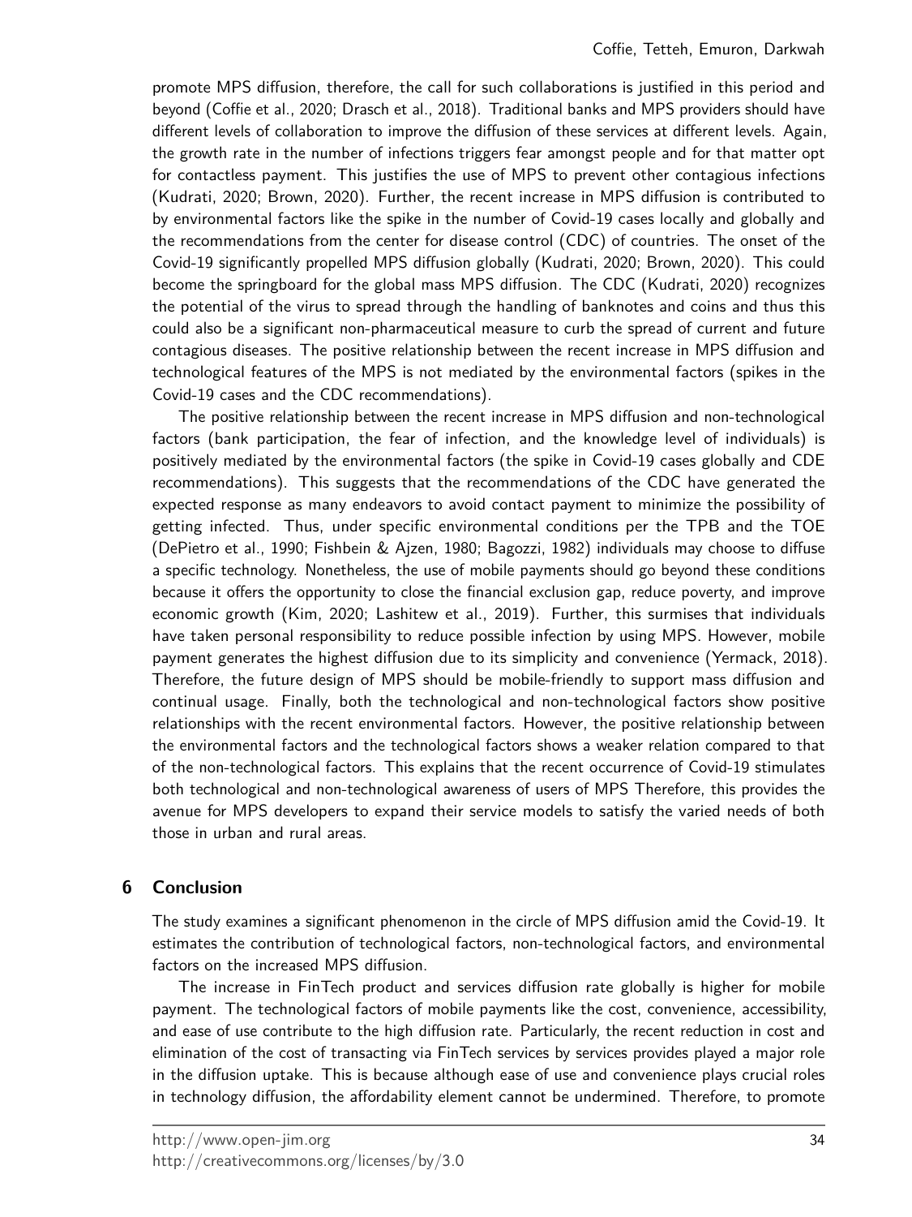promote MPS diffusion, therefore, the call for such collaborations is justified in this period and beyond (Coffie et al., 2020; Drasch et al., 2018). Traditional banks and MPS providers should have different levels of collaboration to improve the diffusion of these services at different levels. Again, the growth rate in the number of infections triggers fear amongst people and for that matter opt for contactless payment. This justifies the use of MPS to prevent other contagious infections (Kudrati, 2020; Brown, 2020). Further, the recent increase in MPS diffusion is contributed to by environmental factors like the spike in the number of Covid-19 cases locally and globally and the recommendations from the center for disease control (CDC) of countries. The onset of the Covid-19 significantly propelled MPS diffusion globally (Kudrati, 2020; Brown, 2020). This could become the springboard for the global mass MPS diffusion. The CDC (Kudrati, 2020) recognizes the potential of the virus to spread through the handling of banknotes and coins and thus this could also be a significant non-pharmaceutical measure to curb the spread of current and future contagious diseases. The positive relationship between the recent increase in MPS diffusion and technological features of the MPS is not mediated by the environmental factors (spikes in the Covid-19 cases and the CDC recommendations).

The positive relationship between the recent increase in MPS diffusion and non-technological factors (bank participation, the fear of infection, and the knowledge level of individuals) is positively mediated by the environmental factors (the spike in Covid-19 cases globally and CDE recommendations). This suggests that the recommendations of the CDC have generated the expected response as many endeavors to avoid contact payment to minimize the possibility of getting infected. Thus, under specific environmental conditions per the TPB and the TOE (DePietro et al., 1990; Fishbein & Ajzen, 1980; Bagozzi, 1982) individuals may choose to diffuse a specific technology. Nonetheless, the use of mobile payments should go beyond these conditions because it offers the opportunity to close the financial exclusion gap, reduce poverty, and improve economic growth (Kim, 2020; Lashitew et al., 2019). Further, this surmises that individuals have taken personal responsibility to reduce possible infection by using MPS. However, mobile payment generates the highest diffusion due to its simplicity and convenience (Yermack, 2018). Therefore, the future design of MPS should be mobile-friendly to support mass diffusion and continual usage. Finally, both the technological and non-technological factors show positive relationships with the recent environmental factors. However, the positive relationship between the environmental factors and the technological factors shows a weaker relation compared to that of the non-technological factors. This explains that the recent occurrence of Covid-19 stimulates both technological and non-technological awareness of users of MPS Therefore, this provides the avenue for MPS developers to expand their service models to satisfy the varied needs of both those in urban and rural areas.

## 6 Conclusion

The study examines a significant phenomenon in the circle of MPS diffusion amid the Covid-19. It estimates the contribution of technological factors, non-technological factors, and environmental factors on the increased MPS diffusion.

The increase in FinTech product and services diffusion rate globally is higher for mobile payment. The technological factors of mobile payments like the cost, convenience, accessibility, and ease of use contribute to the high diffusion rate. Particularly, the recent reduction in cost and elimination of the cost of transacting via FinTech services by services provides played a major role in the diffusion uptake. This is because although ease of use and convenience plays crucial roles in technology diffusion, the affordability element cannot be undermined. Therefore, to promote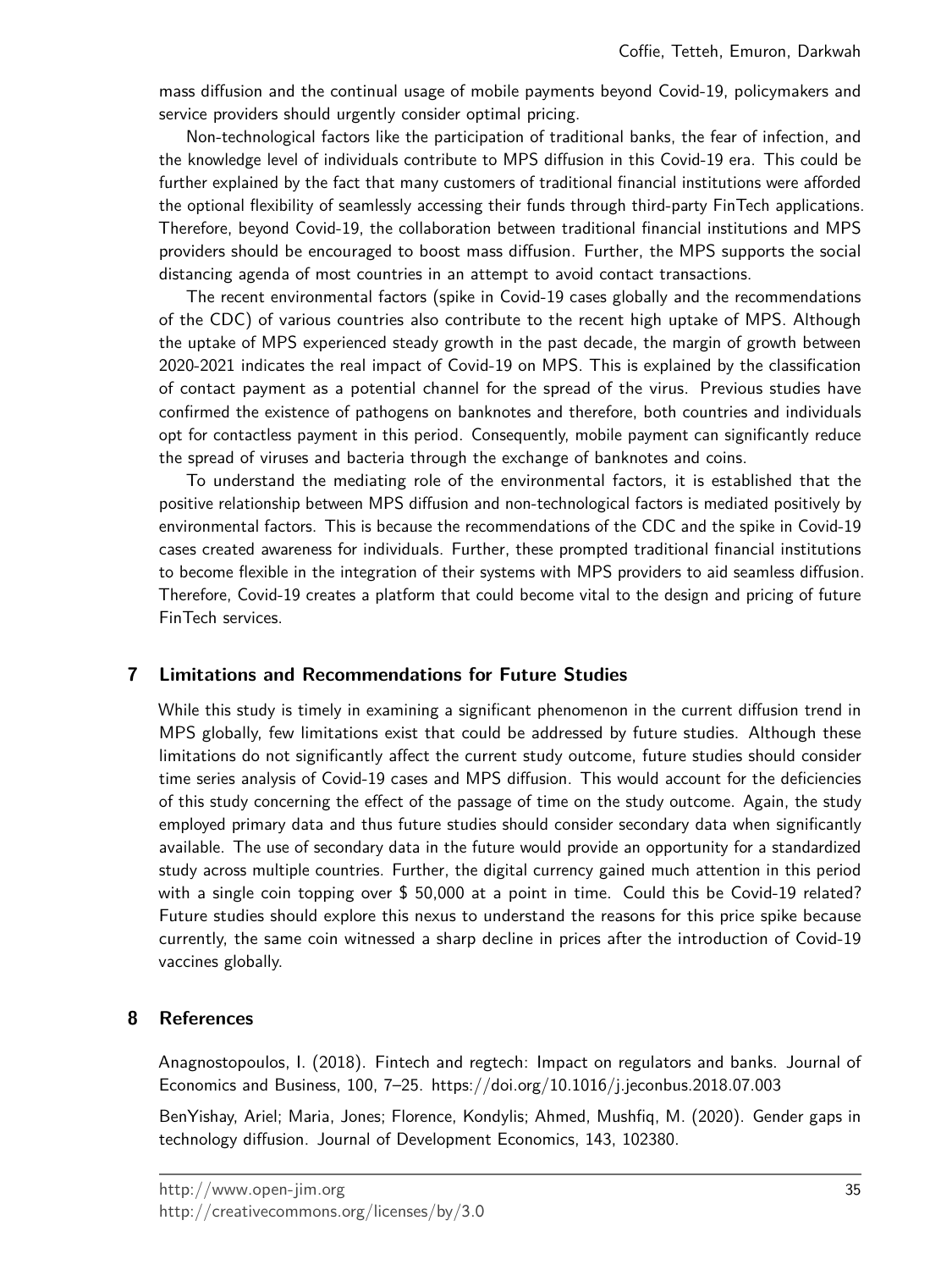mass diffusion and the continual usage of mobile payments beyond Covid-19, policymakers and service providers should urgently consider optimal pricing.

Non-technological factors like the participation of traditional banks, the fear of infection, and the knowledge level of individuals contribute to MPS diffusion in this Covid-19 era. This could be further explained by the fact that many customers of traditional financial institutions were afforded the optional flexibility of seamlessly accessing their funds through third-party FinTech applications. Therefore, beyond Covid-19, the collaboration between traditional financial institutions and MPS providers should be encouraged to boost mass diffusion. Further, the MPS supports the social distancing agenda of most countries in an attempt to avoid contact transactions.

The recent environmental factors (spike in Covid-19 cases globally and the recommendations of the CDC) of various countries also contribute to the recent high uptake of MPS. Although the uptake of MPS experienced steady growth in the past decade, the margin of growth between 2020-2021 indicates the real impact of Covid-19 on MPS. This is explained by the classification of contact payment as a potential channel for the spread of the virus. Previous studies have confirmed the existence of pathogens on banknotes and therefore, both countries and individuals opt for contactless payment in this period. Consequently, mobile payment can significantly reduce the spread of viruses and bacteria through the exchange of banknotes and coins.

To understand the mediating role of the environmental factors, it is established that the positive relationship between MPS diffusion and non-technological factors is mediated positively by environmental factors. This is because the recommendations of the CDC and the spike in Covid-19 cases created awareness for individuals. Further, these prompted traditional financial institutions to become flexible in the integration of their systems with MPS providers to aid seamless diffusion. Therefore, Covid-19 creates a platform that could become vital to the design and pricing of future FinTech services.

## 7 Limitations and Recommendations for Future Studies

While this study is timely in examining a significant phenomenon in the current diffusion trend in MPS globally, few limitations exist that could be addressed by future studies. Although these limitations do not significantly affect the current study outcome, future studies should consider time series analysis of Covid-19 cases and MPS diffusion. This would account for the deficiencies of this study concerning the effect of the passage of time on the study outcome. Again, the study employed primary data and thus future studies should consider secondary data when significantly available. The use of secondary data in the future would provide an opportunity for a standardized study across multiple countries. Further, the digital currency gained much attention in this period with a single coin topping over $ 50,000 at a point in time. Could this be Covid-19 related? Future studies should explore this nexus to understand the reasons for this price spike because currently, the same coin witnessed a sharp decline in prices after the introduction of Covid-19 vaccines globally.

## 8 References

Anagnostopoulos, I. (2018). Fintech and regtech: Impact on regulators and banks. Journal of Economics and Business, 100, 7–25. https://doi.org/10.1016/j.jeconbus.2018.07.003

BenYishay, Ariel; Maria, Jones; Florence, Kondylis; Ahmed, Mushfiq, M. (2020). Gender gaps in technology diffusion. Journal of Development Economics, 143, 102380.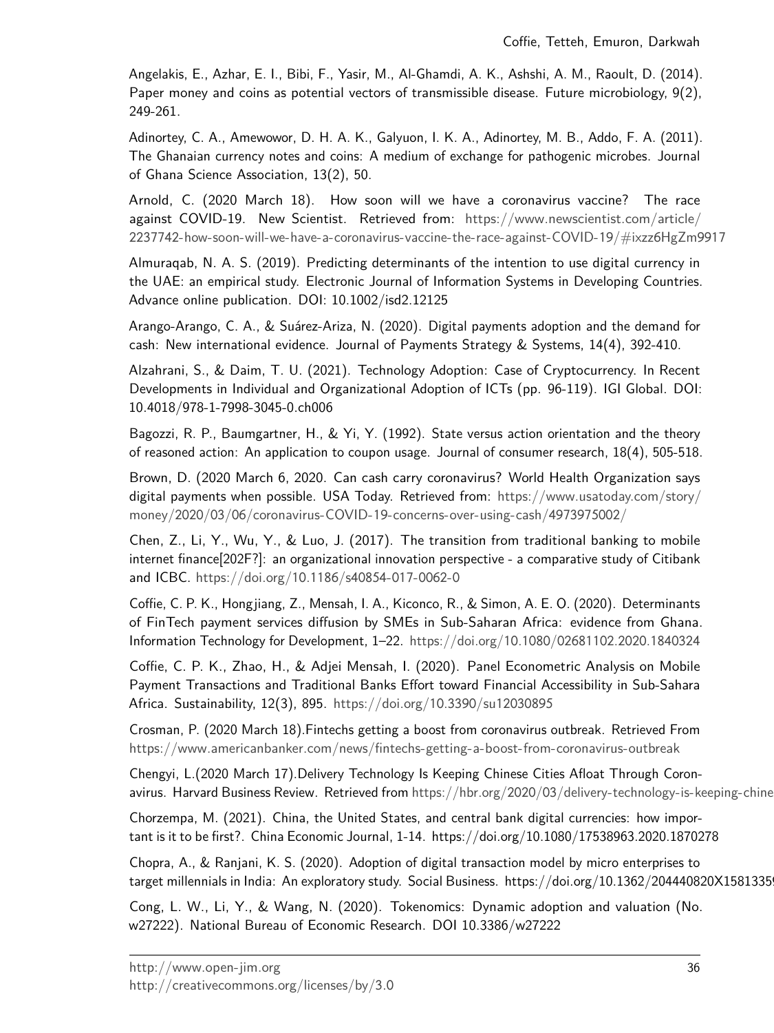Angelakis, E., Azhar, E. I., Bibi, F., Yasir, M., Al-Ghamdi, A. K., Ashshi, A. M., Raoult, D. (2014). Paper money and coins as potential vectors of transmissible disease. Future microbiology, 9(2), 249-261.

Adinortey, C. A., Amewowor, D. H. A. K., Galyuon, I. K. A., Adinortey, M. B., Addo, F. A. (2011). The Ghanaian currency notes and coins: A medium of exchange for pathogenic microbes. Journal of Ghana Science Association, 13(2), 50.

Arnold, C. (2020 March 18). How soon will we have a coronavirus vaccine? The race against COVID-19. New Scientist. Retrieved from: https://www.newscientist.com/article/2237742-how-soon-will-we-have-a-coronavirus-vaccine-the-race-against-COVID-19/#ixzz6HgZm9917

Almuraqab, N. A. S. (2019). Predicting determinants of the intention to use digital currency in the UAE: an empirical study. Electronic Journal of Information Systems in Developing Countries. Advance online publication. DOI: 10.1002/isd2.12125

Arango-Arango, C. A., & Suárez-Ariza, N. (2020). Digital payments adoption and the demand for cash: New international evidence. Journal of Payments Strategy & Systems, 14(4), 392-410.

Alzahrani, S., & Daim, T. U. (2021). Technology Adoption: Case of Cryptocurrency. In Recent Developments in Individual and Organizational Adoption of ICTs (pp. 96-119). IGI Global. DOI: 10.4018/978-1-7998-3045-0.ch006

Bagozzi, R. P., Baumgartner, H., & Yi, Y. (1992). State versus action orientation and the theory of reasoned action: An application to coupon usage. Journal of consumer research, 18(4), 505-518.

Brown, D. (2020 March 6, 2020. Can cash carry coronavirus? World Health Organization says digital payments when possible. USA Today. Retrieved from: https://www.usatoday.com/story/money/2020/03/06/coronavirus-COVID-19-concerns-over-using-cash/4973975002/

Chen, Z., Li, Y., Wu, Y., & Luo, J. (2017). The transition from traditional banking to mobile internet finance[202F?]: an organizational innovation perspective - a comparative study of Citibank and ICBC. https://doi.org/10.1186/s40854-017-0062-0

Coffie, C. P. K., Hongjiang, Z., Mensah, I. A., Kiconco, R., & Simon, A. E. O. (2020). Determinants of FinTech payment services diffusion by SMEs in Sub-Saharan Africa: evidence from Ghana. Information Technology for Development, 1–22. https://doi.org/10.1080/02681102.2020.1840324

Coffie, C. P. K., Zhao, H., & Adjei Mensah, I. (2020). Panel Econometric Analysis on Mobile Payment Transactions and Traditional Banks Effort toward Financial Accessibility in Sub-Sahara Africa. Sustainability, 12(3), 895. https://doi.org/10.3390/su12030895

Crosman, P. (2020 March 18).Fintechs getting a boost from coronavirus outbreak. Retrieved From https://www.americanbanker.com/news/fintechs-getting-a-boost-from-coronavirus-outbreak

Chengyi, L.(2020 March 17).Delivery Technology Is Keeping Chinese Cities Afloat Through Coronavirus. Harvard Business Review. Retrieved from https://hbr.org/2020/03/delivery-technology-is-keeping-chine

Chorzempa, M. (2021). China, the United States, and central bank digital currencies: how important is it to be first?. China Economic Journal, 1-14. https://doi.org/10.1080/17538963.2020.1870278

Chopra, A., & Ranjani, K. S. (2020). Adoption of digital transaction model by micro enterprises to target millennials in India: An exploratory study. Social Business. https://doi.org/10.1362/204440820X1581335

Cong, L. W., Li, Y., & Wang, N. (2020). Tokenomics: Dynamic adoption and valuation (No. w27222). National Bureau of Economic Research. DOI 10.3386/w27222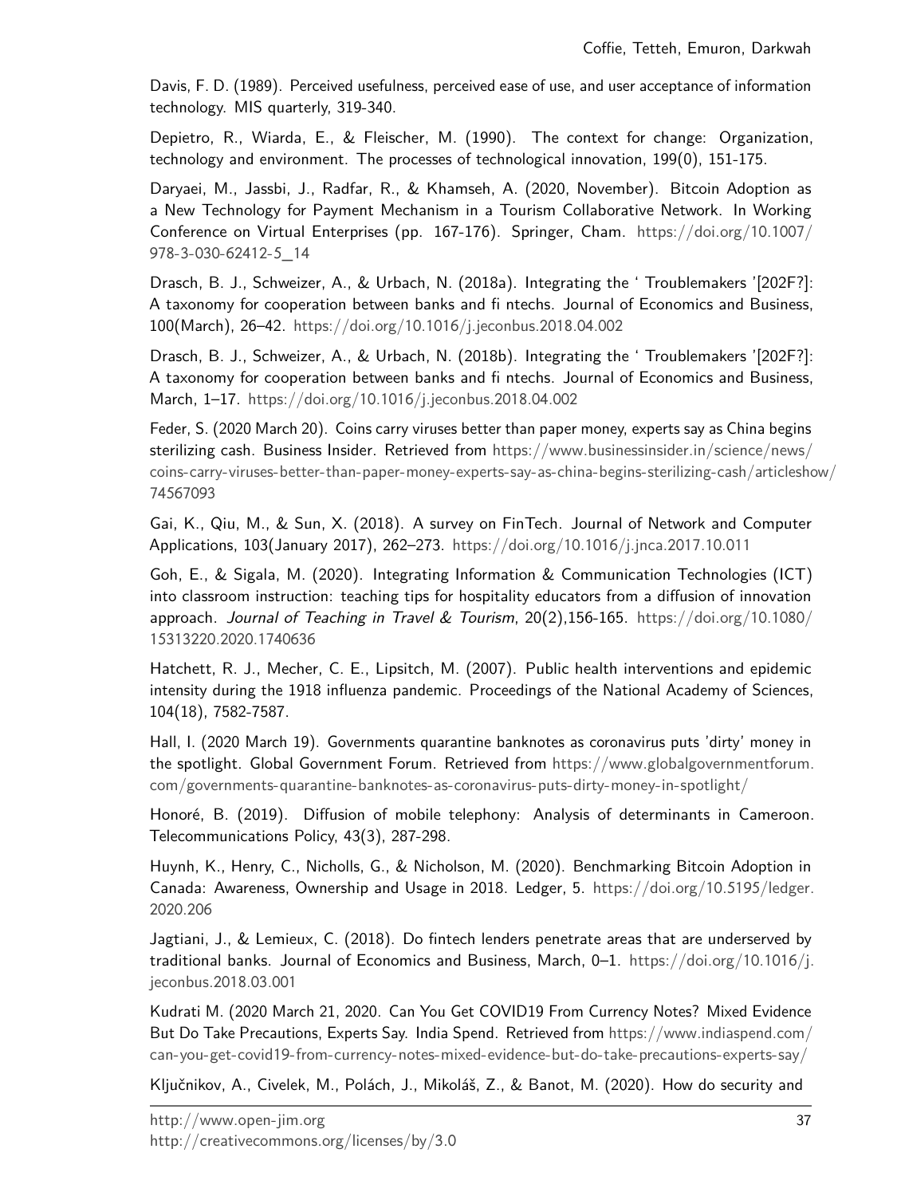Davis, F. D. (1989). Perceived usefulness, perceived ease of use, and user acceptance of information technology. MIS quarterly, 319-340.

Depietro, R., Wiarda, E., & Fleischer, M. (1990). The context for change: Organization, technology and environment. The processes of technological innovation, 199(0), 151-175.

Daryaei, M., Jassbi, J., Radfar, R., & Khamseh, A. (2020, November). Bitcoin Adoption as a New Technology for Payment Mechanism in a Tourism Collaborative Network. In Working Conference on Virtual Enterprises (pp. 167-176). Springer, Cham. https://doi.org/10.1007/978-3-030-62412-5_14

Drasch, B. J., Schweizer, A., & Urbach, N. (2018a). Integrating the ' Troublemakers '[202F?]: A taxonomy for cooperation between banks and fi ntechs. Journal of Economics and Business, 100(March), 26–42. https://doi.org/10.1016/j.jeconbus.2018.04.002

Drasch, B. J., Schweizer, A., & Urbach, N. (2018b). Integrating the ' Troublemakers '[202F?]: A taxonomy for cooperation between banks and fi ntechs. Journal of Economics and Business, March, 1–17. https://doi.org/10.1016/j.jeconbus.2018.04.002

Feder, S. (2020 March 20). Coins carry viruses better than paper money, experts say as China begins sterilizing cash. Business Insider. Retrieved from https://www.businessinsider.in/science/news/coins-carry-viruses-better-than-paper-money-experts-say-as-china-begins-sterilizing-cash/articleshow/74567093

Gai, K., Qiu, M., & Sun, X. (2018). A survey on FinTech. Journal of Network and Computer Applications, 103(January 2017), 262–273. https://doi.org/10.1016/j.jnca.2017.10.011

Goh, E., & Sigala, M. (2020). Integrating Information & Communication Technologies (ICT) into classroom instruction: teaching tips for hospitality educators from a diffusion of innovation approach. *Journal of Teaching in Travel & Tourism*, 20(2),156-165. https://doi.org/10.1080/15313220.2020.1740636

Hatchett, R. J., Mecher, C. E., Lipsitch, M. (2007). Public health interventions and epidemic intensity during the 1918 influenza pandemic. Proceedings of the National Academy of Sciences, 104(18), 7582-7587.

Hall, I. (2020 March 19). Governments quarantine banknotes as coronavirus puts 'dirty' money in the spotlight. Global Government Forum. Retrieved from https://www.globalgovernmentforum.com/governments-quarantine-banknotes-as-coronavirus-puts-dirty-money-in-spotlight/

Honoré, B. (2019). Diffusion of mobile telephony: Analysis of determinants in Cameroon. Telecommunications Policy, 43(3), 287-298.

Huynh, K., Henry, C., Nicholls, G., & Nicholson, M. (2020). Benchmarking Bitcoin Adoption in Canada: Awareness, Ownership and Usage in 2018. Ledger, 5. https://doi.org/10.5195/ledger.2020.206

Jagtiani, J., & Lemieux, C. (2018). Do fintech lenders penetrate areas that are underserved by traditional banks. Journal of Economics and Business, March, 0–1. https://doi.org/10.1016/j.jeconbus.2018.03.001

Kudrati M. (2020 March 21, 2020. Can You Get COVID19 From Currency Notes? Mixed Evidence But Do Take Precautions, Experts Say. India Spend. Retrieved from https://www.indiaspend.com/can-you-get-covid19-from-currency-notes-mixed-evidence-but-do-take-precautions-experts-say/

Ključnikov, A., Civelek, M., Polách, J., Mikoláš, Z., & Banot, M. (2020). How do security and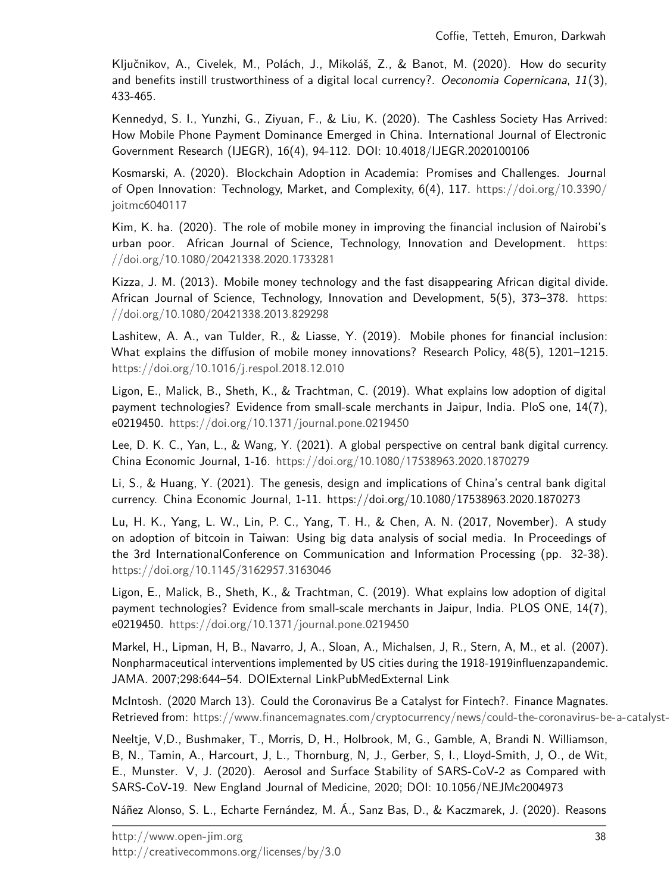Ključnikov, A., Civelek, M., Polách, J., Mikoláš, Z., & Banot, M. (2020). How do security and benefits instill trustworthiness of a digital local currency?. *Oeconomia Copernicana*, *11*(3), 433-465.

Kennedyd, S. I., Yunzhi, G., Ziyuan, F., & Liu, K. (2020). The Cashless Society Has Arrived: How Mobile Phone Payment Dominance Emerged in China. International Journal of Electronic Government Research (IJEGR), 16(4), 94-112. DOI: 10.4018/IJEGR.2020100106

Kosmarski, A. (2020). Blockchain Adoption in Academia: Promises and Challenges. Journal of Open Innovation: Technology, Market, and Complexity, 6(4), 117. https://doi.org/10.3390/joitmc6040117

Kim, K. ha. (2020). The role of mobile money in improving the financial inclusion of Nairobi's urban poor. African Journal of Science, Technology, Innovation and Development. https://doi.org/10.1080/20421338.2020.1733281

Kizza, J. M. (2013). Mobile money technology and the fast disappearing African digital divide. African Journal of Science, Technology, Innovation and Development, 5(5), 373–378. https://doi.org/10.1080/20421338.2013.829298

Lashitew, A. A., van Tulder, R., & Liasse, Y. (2019). Mobile phones for financial inclusion: What explains the diffusion of mobile money innovations? Research Policy, 48(5), 1201–1215. https://doi.org/10.1016/j.respol.2018.12.010

Ligon, E., Malick, B., Sheth, K., & Trachtman, C. (2019). What explains low adoption of digital payment technologies? Evidence from small-scale merchants in Jaipur, India. PloS one, 14(7), e0219450. https://doi.org/10.1371/journal.pone.0219450

Lee, D. K. C., Yan, L., & Wang, Y. (2021). A global perspective on central bank digital currency. China Economic Journal, 1-16. https://doi.org/10.1080/17538963.2020.1870279

Li, S., & Huang, Y. (2021). The genesis, design and implications of China's central bank digital currency. China Economic Journal, 1-11. https://doi.org/10.1080/17538963.2020.1870273

Lu, H. K., Yang, L. W., Lin, P. C., Yang, T. H., & Chen, A. N. (2017, November). A study on adoption of bitcoin in Taiwan: Using big data analysis of social media. In Proceedings of the 3rd InternationalConference on Communication and Information Processing (pp. 32-38). https://doi.org/10.1145/3162957.3163046

Ligon, E., Malick, B., Sheth, K., & Trachtman, C. (2019). What explains low adoption of digital payment technologies? Evidence from small-scale merchants in Jaipur, India. PLOS ONE, 14(7), e0219450. https://doi.org/10.1371/journal.pone.0219450

Markel, H., Lipman, H, B., Navarro, J, A., Sloan, A., Michalsen, J, R., Stern, A, M., et al. (2007). Nonpharmaceutical interventions implemented by US cities during the 1918-1919influenzapandemic. JAMA. 2007;298:644–54. DOIExternal LinkPubMedExternal Link

McIntosh. (2020 March 13). Could the Coronavirus Be a Catalyst for Fintech?. Finance Magnates. Retrieved from: https://www.financemagnates.com/cryptocurrency/news/could-the-coronavirus-be-a-catalyst-

Neeltje, V,D., Bushmaker, T., Morris, D, H., Holbrook, M, G., Gamble, A, Brandi N. Williamson, B, N., Tamin, A., Harcourt, J, L., Thornburg, N, J., Gerber, S, I., Lloyd-Smith, J, O., de Wit, E., Munster. V, J. (2020). Aerosol and Surface Stability of SARS-CoV-2 as Compared with SARS-CoV-19. New England Journal of Medicine, 2020; DOI: 10.1056/NEJMc2004973

Náñez Alonso, S. L., Echarte Fernández, M. Á., Sanz Bas, D., & Kaczmarek, J. (2020). Reasons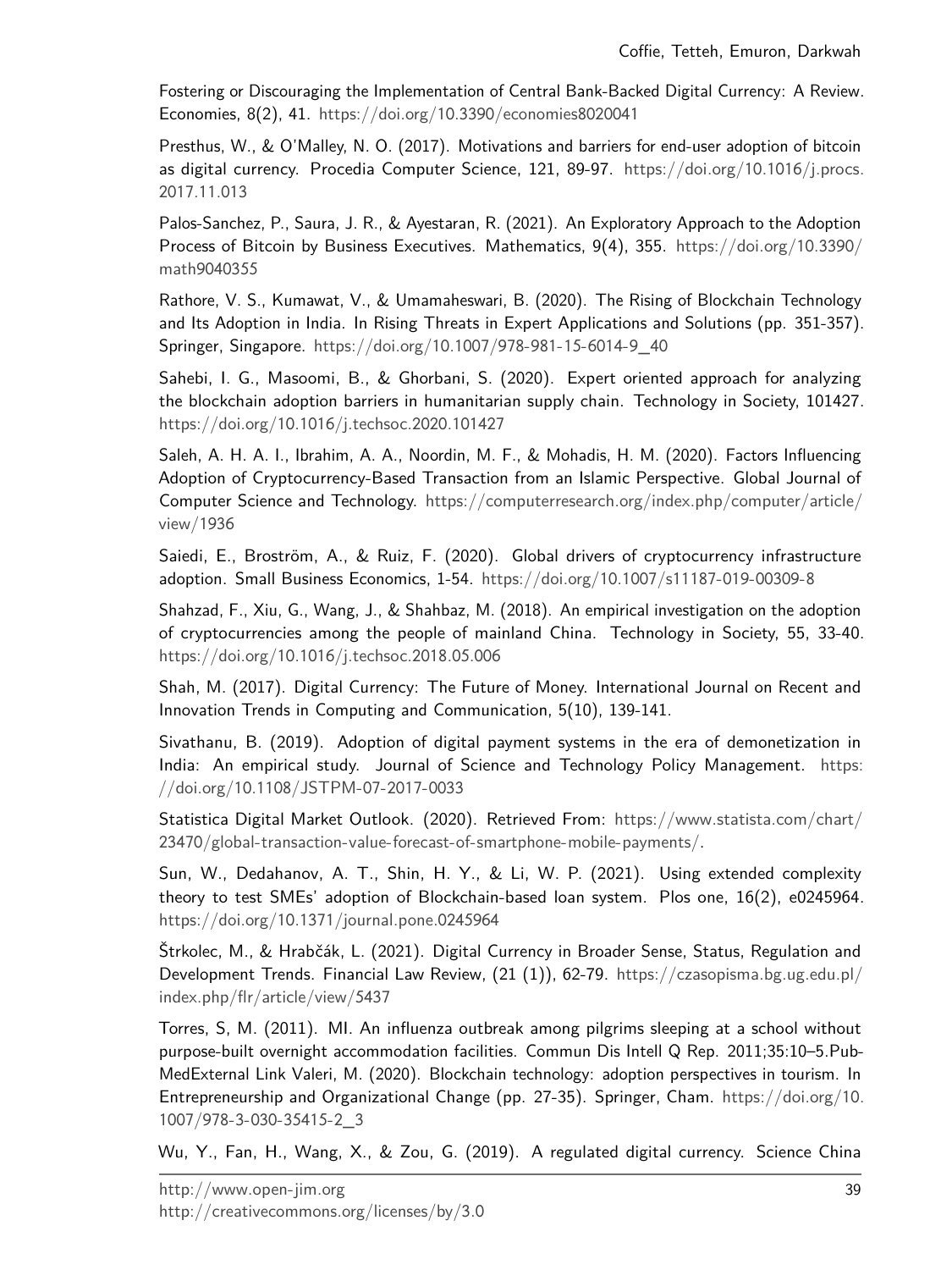Fostering or Discouraging the Implementation of Central Bank-Backed Digital Currency: A Review. Economies, 8(2), 41. https://doi.org/10.3390/economies8020041

Presthus, W., & O'Malley, N. O. (2017). Motivations and barriers for end-user adoption of bitcoin as digital currency. Procedia Computer Science, 121, 89-97. https://doi.org/10.1016/j.procs.2017.11.013

Palos-Sanchez, P., Saura, J. R., & Ayestaran, R. (2021). An Exploratory Approach to the Adoption Process of Bitcoin by Business Executives. Mathematics, 9(4), 355. https://doi.org/10.3390/math9040355

Rathore, V. S., Kumawat, V., & Umamaheswari, B. (2020). The Rising of Blockchain Technology and Its Adoption in India. In Rising Threats in Expert Applications and Solutions (pp. 351-357). Springer, Singapore. https://doi.org/10.1007/978-981-15-6014-9_40

Sahebi, I. G., Masoomi, B., & Ghorbani, S. (2020). Expert oriented approach for analyzing the blockchain adoption barriers in humanitarian supply chain. Technology in Society, 101427. https://doi.org/10.1016/j.techsoc.2020.101427

Saleh, A. H. A. I., Ibrahim, A. A., Noordin, M. F., & Mohadis, H. M. (2020). Factors Influencing Adoption of Cryptocurrency-Based Transaction from an Islamic Perspective. Global Journal of Computer Science and Technology. https://computerresearch.org/index.php/computer/article/view/1936

Saiedi, E., Broström, A., & Ruiz, F. (2020). Global drivers of cryptocurrency infrastructure adoption. Small Business Economics, 1-54. https://doi.org/10.1007/s11187-019-00309-8

Shahzad, F., Xiu, G., Wang, J., & Shahbaz, M. (2018). An empirical investigation on the adoption of cryptocurrencies among the people of mainland China. Technology in Society, 55, 33-40. https://doi.org/10.1016/j.techsoc.2018.05.006

Shah, M. (2017). Digital Currency: The Future of Money. International Journal on Recent and Innovation Trends in Computing and Communication, 5(10), 139-141.

Sivathanu, B. (2019). Adoption of digital payment systems in the era of demonetization in India: An empirical study. Journal of Science and Technology Policy Management. https://doi.org/10.1108/JSTPM-07-2017-0033

Statistica Digital Market Outlook. (2020). Retrieved From: https://www.statista.com/chart/23470/global-transaction-value-forecast-of-smartphone-mobile-payments/.

Sun, W., Dedahanov, A. T., Shin, H. Y., & Li, W. P. (2021). Using extended complexity theory to test SMEs' adoption of Blockchain-based loan system. Plos one, 16(2), e0245964. https://doi.org/10.1371/journal.pone.0245964

Štrkolec, M., & Hrabčák, L. (2021). Digital Currency in Broader Sense, Status, Regulation and Development Trends. Financial Law Review, (21 (1)), 62-79. https://czasopisma.bg.ug.edu.pl/index.php/flr/article/view/5437

Torres, S, M. (2011). MI. An influenza outbreak among pilgrims sleeping at a school without purpose-built overnight accommodation facilities. Commun Dis Intell Q Rep. 2011;35:10–5.PubMedExternal Link Valeri, M. (2020). Blockchain technology: adoption perspectives in tourism. In Entrepreneurship and Organizational Change (pp. 27-35). Springer, Cham. https://doi.org/10.1007/978-3-030-35415-2_3

Wu, Y., Fan, H., Wang, X., & Zou, G. (2019). A regulated digital currency. Science China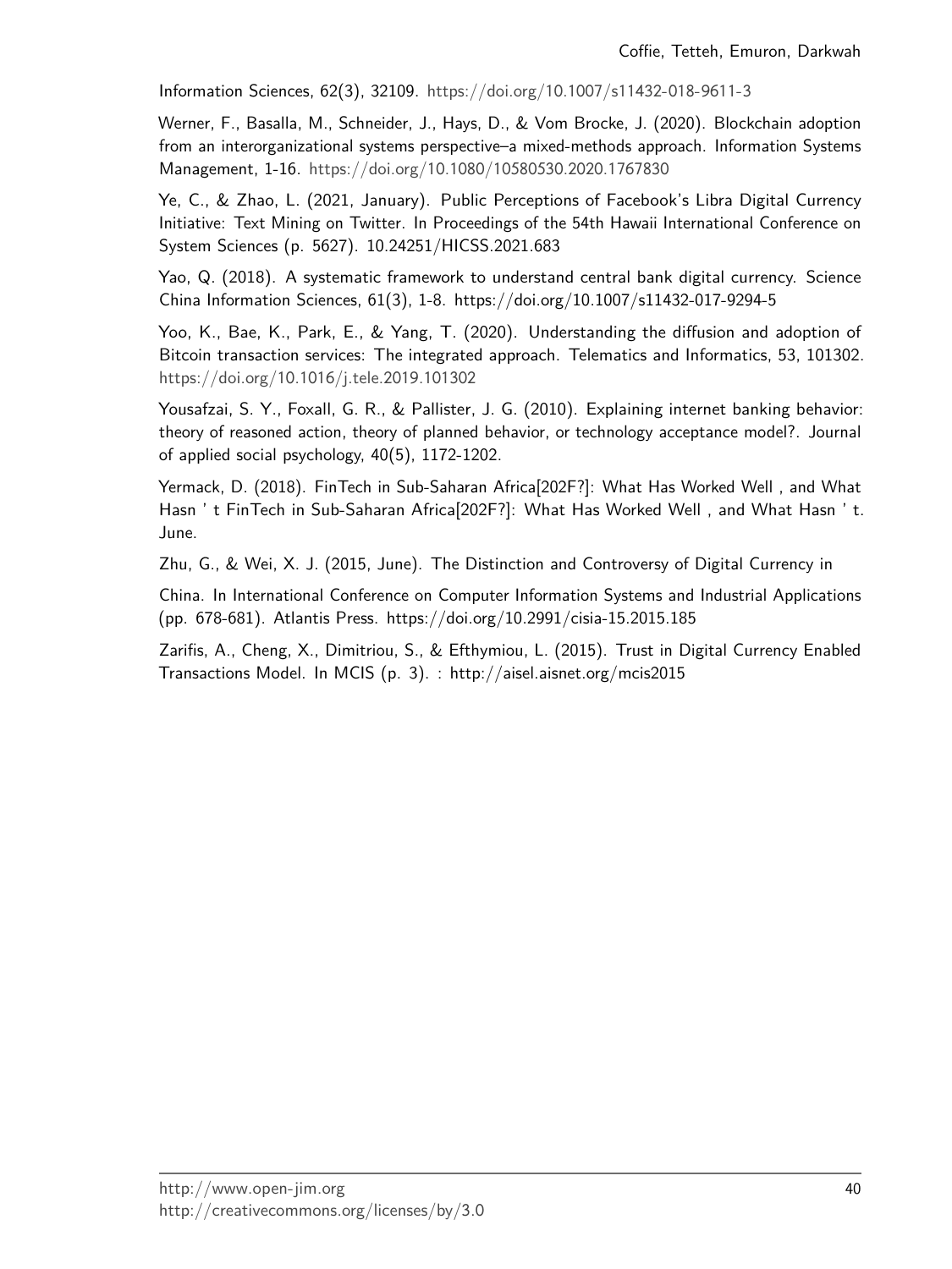Information Sciences, 62(3), 32109. https://doi.org/10.1007/s11432-018-9611-3

Werner, F., Basalla, M., Schneider, J., Hays, D., & Vom Brocke, J. (2020). Blockchain adoption from an interorganizational systems perspective–a mixed-methods approach. Information Systems Management, 1-16. https://doi.org/10.1080/10580530.2020.1767830

Ye, C., & Zhao, L. (2021, January). Public Perceptions of Facebook's Libra Digital Currency Initiative: Text Mining on Twitter. In Proceedings of the 54th Hawaii International Conference on System Sciences (p. 5627). 10.24251/HICSS.2021.683

Yao, Q. (2018). A systematic framework to understand central bank digital currency. Science China Information Sciences, 61(3), 1-8. https://doi.org/10.1007/s11432-017-9294-5

Yoo, K., Bae, K., Park, E., & Yang, T. (2020). Understanding the diffusion and adoption of Bitcoin transaction services: The integrated approach. Telematics and Informatics, 53, 101302. https://doi.org/10.1016/j.tele.2019.101302

Yousafzai, S. Y., Foxall, G. R., & Pallister, J. G. (2010). Explaining internet banking behavior: theory of reasoned action, theory of planned behavior, or technology acceptance model?. Journal of applied social psychology, 40(5), 1172-1202.

Yermack, D. (2018). FinTech in Sub-Saharan Africa[202F?]: What Has Worked Well , and What Hasn ' t FinTech in Sub-Saharan Africa[202F?]: What Has Worked Well , and What Hasn ' t. June.

Zhu, G., & Wei, X. J. (2015, June). The Distinction and Controversy of Digital Currency in

China. In International Conference on Computer Information Systems and Industrial Applications (pp. 678-681). Atlantis Press. https://doi.org/10.2991/cisia-15.2015.185

Zarifis, A., Cheng, X., Dimitriou, S., & Efthymiou, L. (2015). Trust in Digital Currency Enabled Transactions Model. In MCIS (p. 3). : http://aisel.aisnet.org/mcis2015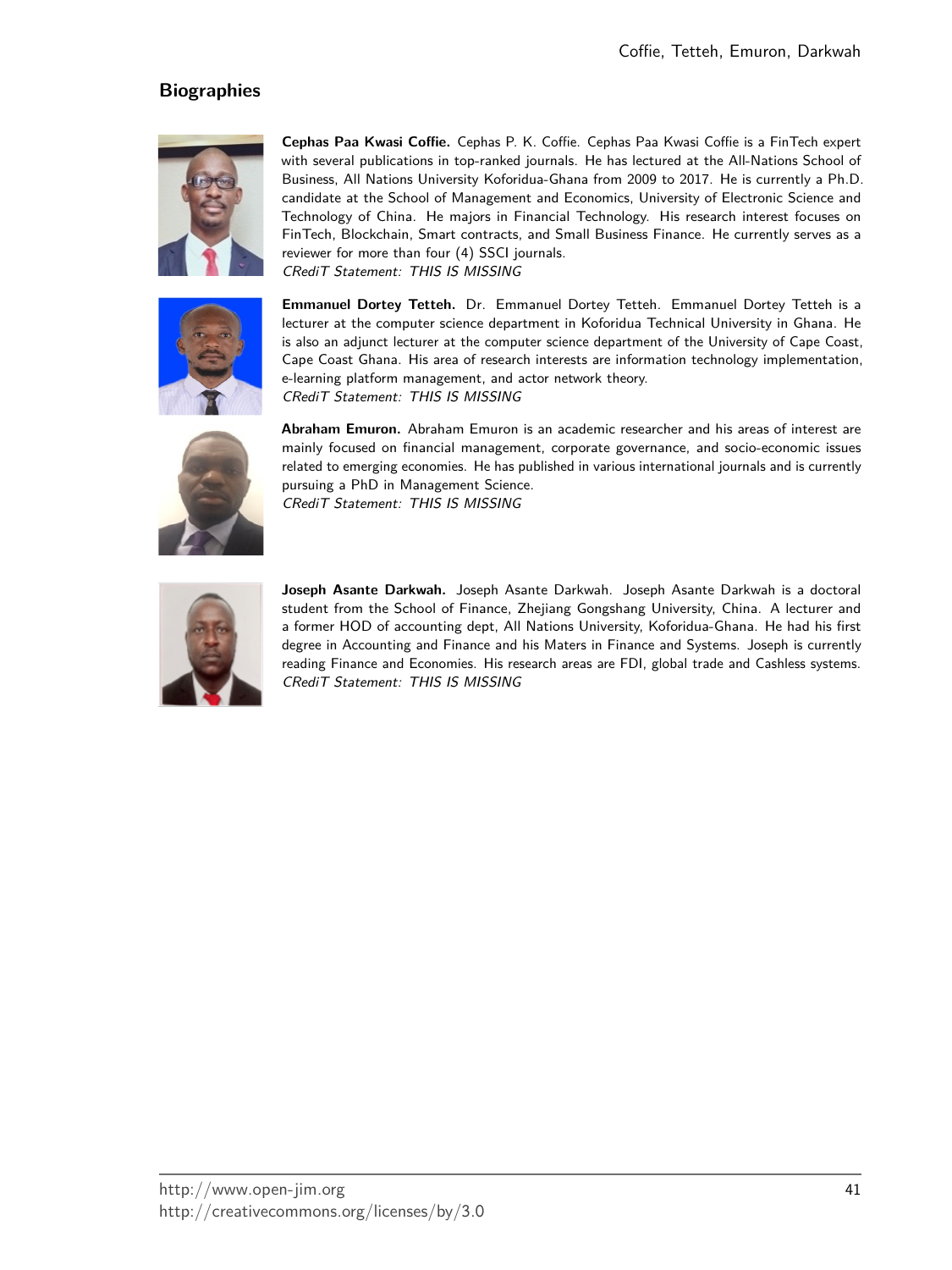## Biographies

**Cephas Paa Kwasi Coffie.** Cephas P. K. Coffie. Cephas Paa Kwasi Coffie is a FinTech expert with several publications in top-ranked journals. He has lectured at the All-Nations School of Business, All Nations University Koforidua-Ghana from 2009 to 2017. He is currently a Ph.D. candidate at the School of Management and Economics, University of Electronic Science and Technology of China. He majors in Financial Technology. His research interest focuses on FinTech, Blockchain, Smart contracts, and Small Business Finance. He currently serves as a reviewer for more than four (4) SSCI journals.
*CRediT Statement: THIS IS MISSING*

**Emmanuel Dortey Tetteh.** Dr. Emmanuel Dortey Tetteh. Emmanuel Dortey Tetteh is a lecturer at the computer science department in Koforidua Technical University in Ghana. He is also an adjunct lecturer at the computer science department of the University of Cape Coast, Cape Coast Ghana. His area of research interests are information technology implementation, e-learning platform management, and actor network theory.
*CRediT Statement: THIS IS MISSING*

**Abraham Emuron.** Abraham Emuron is an academic researcher and his areas of interest are mainly focused on financial management, corporate governance, and socio-economic issues related to emerging economies. He has published in various international journals and is currently pursuing a PhD in Management Science.
*CRediT Statement: THIS IS MISSING*

**Joseph Asante Darkwah.** Joseph Asante Darkwah. Joseph Asante Darkwah is a doctoral student from the School of Finance, Zhejiang Gongshang University, China. A lecturer and a former HOD of accounting dept, All Nations University, Koforidua-Ghana. He had his first degree in Accounting and Finance and his Maters in Finance and Systems. Joseph is currently reading Finance and Economies. His research areas are FDI, global trade and Cashless systems.
*CRediT Statement: THIS IS MISSING*